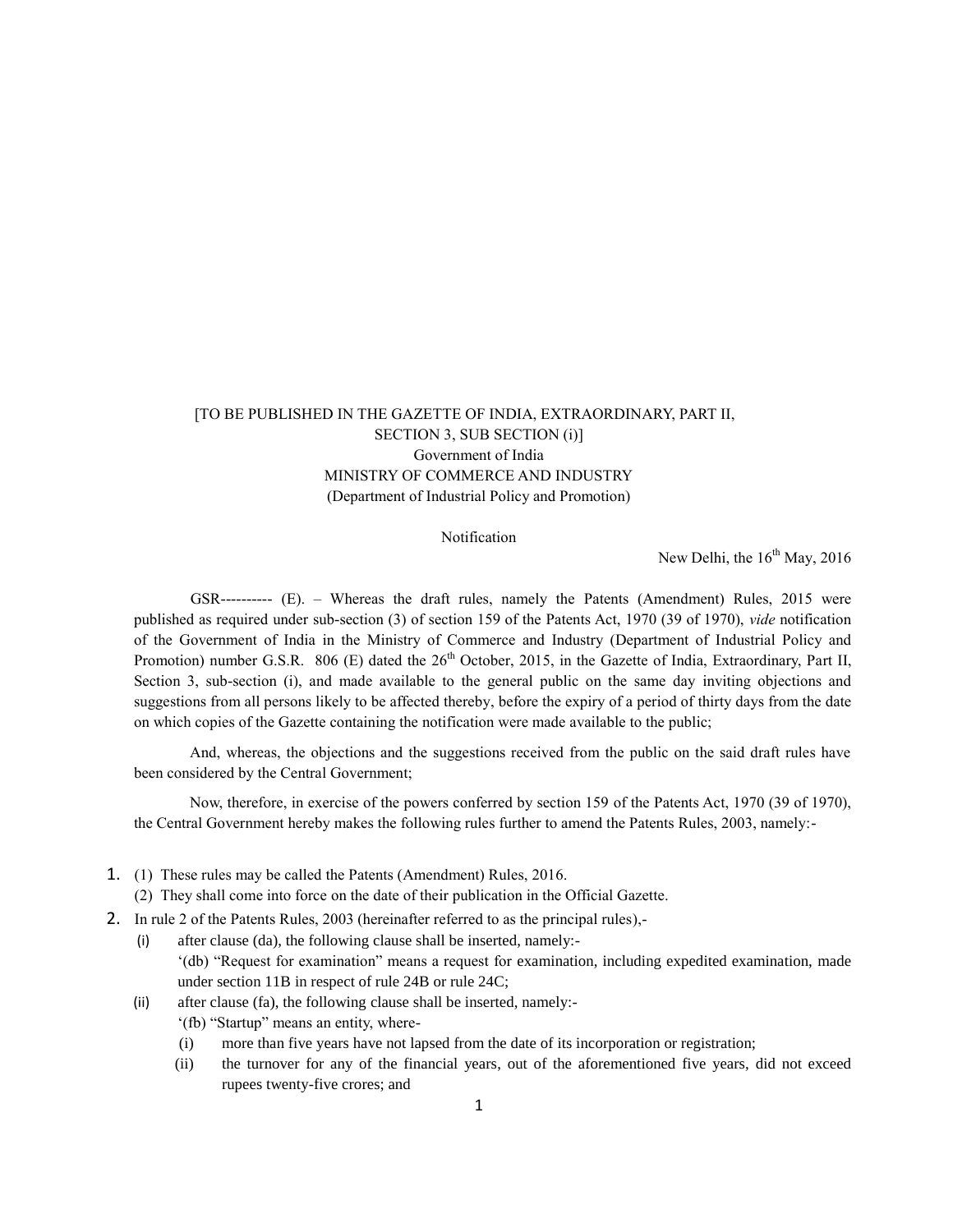[TO BE PUBLISHED IN THE GAZETTE OF INDIA, EXTRAORDINARY, PART II, SECTION 3, SUB SECTION (i)]

Government of India

MINISTRY OF COMMERCE AND INDUSTRY

(Department of Industrial Policy and Promotion)

Notification

New Delhi, the 16th May, 2016

GSR---------- (E). – Whereas the draft rules, namely the Patents (Amendment) Rules, 2015 were published as required under sub-section (3) of section 159 of the Patents Act, 1970 (39 of 1970), *vide* notification of the Government of India in the Ministry of Commerce and Industry (Department of Industrial Policy and Promotion) number G.S.R. 806 (E) dated the 26th October, 2015, in the Gazette of India, Extraordinary, Part II, Section 3, sub-section (i), and made available to the general public on the same day inviting objections and suggestions from all persons likely to be affected thereby, before the expiry of a period of thirty days from the date on which copies of the Gazette containing the notification were made available to the public;

And, whereas, the objections and the suggestions received from the public on the said draft rules have been considered by the Central Government;

Now, therefore, in exercise of the powers conferred by section 159 of the Patents Act, 1970 (39 of 1970), the Central Government hereby makes the following rules further to amend the Patents Rules, 2003, namely:-

1. (1) These rules may be called the Patents (Amendment) Rules, 2016.
   (2) They shall come into force on the date of their publication in the Official Gazette.
2. In rule 2 of the Patents Rules, 2003 (hereinafter referred to as the principal rules),-
   (i) after clause (da), the following clause shall be inserted, namely:-
   ‘(db) “Request for examination” means a request for examination, including expedited examination, made under section 11B in respect of rule 24B or rule 24C;
   (ii) after clause (fa), the following clause shall be inserted, namely:-
   ‘(fb) “Startup” means an entity, where-
      (i) more than five years have not lapsed from the date of its incorporation or registration;
      (ii) the turnover for any of the financial years, out of the aforementioned five years, did not exceed rupees twenty-five crores; and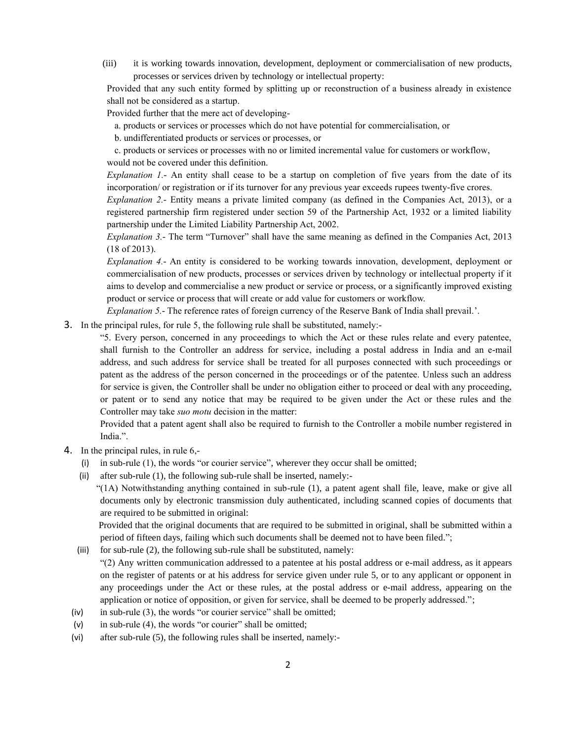(iii) it is working towards innovation, development, deployment or commercialisation of new products, processes or services driven by technology or intellectual property:

Provided that any such entity formed by splitting up or reconstruction of a business already in existence shall not be considered as a startup.

Provided further that the mere act of developing-

a. products or services or processes which do not have potential for commercialisation, or

b. undifferentiated products or services or processes, or

c. products or services or processes with no or limited incremental value for customers or workflow,

would not be covered under this definition.

*Explanation 1*.- An entity shall cease to be a startup on completion of five years from the date of its incorporation/ or registration or if its turnover for any previous year exceeds rupees twenty-five crores.

*Explanation 2*.- Entity means a private limited company (as defined in the Companies Act, 2013), or a registered partnership firm registered under section 59 of the Partnership Act, 1932 or a limited liability partnership under the Limited Liability Partnership Act, 2002.

*Explanation 3*.- The term "Turnover" shall have the same meaning as defined in the Companies Act, 2013 (18 of 2013).

*Explanation 4*.- An entity is considered to be working towards innovation, development, deployment or commercialisation of new products, processes or services driven by technology or intellectual property if it aims to develop and commercialise a new product or service or process, or a significantly improved existing product or service or process that will create or add value for customers or workflow.

*Explanation 5*.- The reference rates of foreign currency of the Reserve Bank of India shall prevail.'.

3. In the principal rules, for rule 5, the following rule shall be substituted, namely:-

"5. Every person, concerned in any proceedings to which the Act or these rules relate and every patentee, shall furnish to the Controller an address for service, including a postal address in India and an e-mail address, and such address for service shall be treated for all purposes connected with such proceedings or patent as the address of the person concerned in the proceedings or of the patentee. Unless such an address for service is given, the Controller shall be under no obligation either to proceed or deal with any proceeding, or patent or to send any notice that may be required to be given under the Act or these rules and the Controller may take *suo motu* decision in the matter:

Provided that a patent agent shall also be required to furnish to the Controller a mobile number registered in India.".

4. In the principal rules, in rule 6,-

(i) in sub-rule (1), the words "or courier service", wherever they occur shall be omitted;

(ii) after sub-rule (1), the following sub-rule shall be inserted, namely:-

"(1A) Notwithstanding anything contained in sub-rule (1), a patent agent shall file, leave, make or give all documents only by electronic transmission duly authenticated, including scanned copies of documents that are required to be submitted in original:

Provided that the original documents that are required to be submitted in original, shall be submitted within a period of fifteen days, failing which such documents shall be deemed not to have been filed.";

(iii) for sub-rule (2), the following sub-rule shall be substituted, namely:

"(2) Any written communication addressed to a patentee at his postal address or e-mail address, as it appears on the register of patents or at his address for service given under rule 5, or to any applicant or opponent in any proceedings under the Act or these rules, at the postal address or e-mail address, appearing on the application or notice of opposition, or given for service, shall be deemed to be properly addressed.";

(iv) in sub-rule (3), the words "or courier service" shall be omitted;

(v) in sub-rule (4), the words "or courier" shall be omitted;

(vi) after sub-rule (5), the following rules shall be inserted, namely:-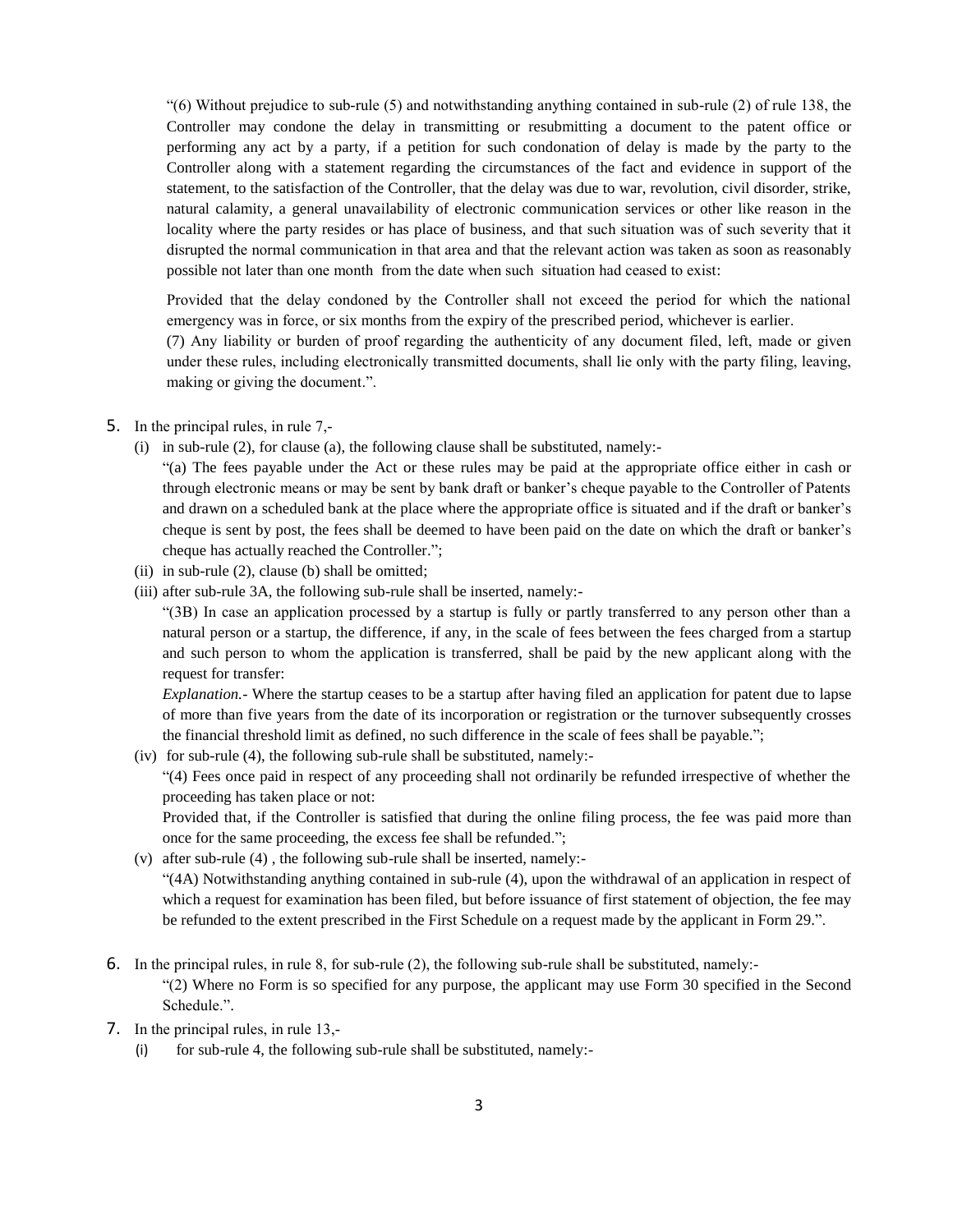"(6) Without prejudice to sub-rule (5) and notwithstanding anything contained in sub-rule (2) of rule 138, the Controller may condone the delay in transmitting or resubmitting a document to the patent office or performing any act by a party, if a petition for such condonation of delay is made by the party to the Controller along with a statement regarding the circumstances of the fact and evidence in support of the statement, to the satisfaction of the Controller, that the delay was due to war, revolution, civil disorder, strike, natural calamity, a general unavailability of electronic communication services or other like reason in the locality where the party resides or has place of business, and that such situation was of such severity that it disrupted the normal communication in that area and that the relevant action was taken as soon as reasonably possible not later than one month from the date when such situation had ceased to exist:

Provided that the delay condoned by the Controller shall not exceed the period for which the national emergency was in force, or six months from the expiry of the prescribed period, whichever is earlier.

(7) Any liability or burden of proof regarding the authenticity of any document filed, left, made or given under these rules, including electronically transmitted documents, shall lie only with the party filing, leaving, making or giving the document.".

5. In the principal rules, in rule 7,-

(i) in sub-rule (2), for clause (a), the following clause shall be substituted, namely:-

"(a) The fees payable under the Act or these rules may be paid at the appropriate office either in cash or through electronic means or may be sent by bank draft or banker's cheque payable to the Controller of Patents and drawn on a scheduled bank at the place where the appropriate office is situated and if the draft or banker's cheque is sent by post, the fees shall be deemed to have been paid on the date on which the draft or banker's cheque has actually reached the Controller.";

(ii) in sub-rule (2), clause (b) shall be omitted;

(iii) after sub-rule 3A, the following sub-rule shall be inserted, namely:-

"(3B) In case an application processed by a startup is fully or partly transferred to any person other than a natural person or a startup, the difference, if any, in the scale of fees between the fees charged from a startup and such person to whom the application is transferred, shall be paid by the new applicant along with the request for transfer:

*Explanation.*- Where the startup ceases to be a startup after having filed an application for patent due to lapse of more than five years from the date of its incorporation or registration or the turnover subsequently crosses the financial threshold limit as defined, no such difference in the scale of fees shall be payable.";

(iv) for sub-rule (4), the following sub-rule shall be substituted, namely:-

"(4) Fees once paid in respect of any proceeding shall not ordinarily be refunded irrespective of whether the proceeding has taken place or not:

Provided that, if the Controller is satisfied that during the online filing process, the fee was paid more than once for the same proceeding, the excess fee shall be refunded.";

(v) after sub-rule (4) , the following sub-rule shall be inserted, namely:-

"(4A) Notwithstanding anything contained in sub-rule (4), upon the withdrawal of an application in respect of which a request for examination has been filed, but before issuance of first statement of objection, the fee may be refunded to the extent prescribed in the First Schedule on a request made by the applicant in Form 29.".

6. In the principal rules, in rule 8, for sub-rule (2), the following sub-rule shall be substituted, namely:-

"(2) Where no Form is so specified for any purpose, the applicant may use Form 30 specified in the Second Schedule.".

7. In the principal rules, in rule 13,-

(i) for sub-rule 4, the following sub-rule shall be substituted, namely:-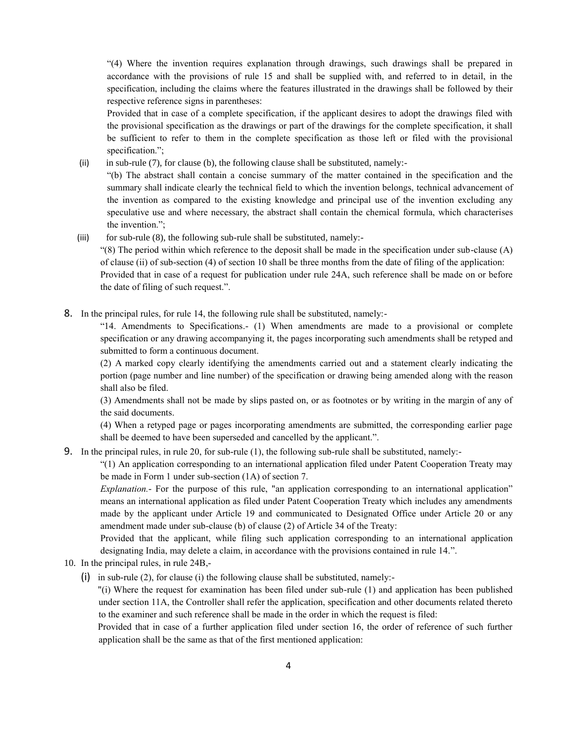"(4) Where the invention requires explanation through drawings, such drawings shall be prepared in accordance with the provisions of rule 15 and shall be supplied with, and referred to in detail, in the specification, including the claims where the features illustrated in the drawings shall be followed by their respective reference signs in parentheses:

Provided that in case of a complete specification, if the applicant desires to adopt the drawings filed with the provisional specification as the drawings or part of the drawings for the complete specification, it shall be sufficient to refer to them in the complete specification as those left or filed with the provisional specification.";

(ii) in sub-rule (7), for clause (b), the following clause shall be substituted, namely:-

"(b) The abstract shall contain a concise summary of the matter contained in the specification and the summary shall indicate clearly the technical field to which the invention belongs, technical advancement of the invention as compared to the existing knowledge and principal use of the invention excluding any speculative use and where necessary, the abstract shall contain the chemical formula, which characterises the invention.";

(iii) for sub-rule (8), the following sub-rule shall be substituted, namely:-

"(8) The period within which reference to the deposit shall be made in the specification under sub-clause (A) of clause (ii) of sub-section (4) of section 10 shall be three months from the date of filing of the application:

Provided that in case of a request for publication under rule 24A, such reference shall be made on or before the date of filing of such request.".

8. In the principal rules, for rule 14, the following rule shall be substituted, namely:-

"14. Amendments to Specifications.- (1) When amendments are made to a provisional or complete specification or any drawing accompanying it, the pages incorporating such amendments shall be retyped and submitted to form a continuous document.

(2) A marked copy clearly identifying the amendments carried out and a statement clearly indicating the portion (page number and line number) of the specification or drawing being amended along with the reason shall also be filed.

(3) Amendments shall not be made by slips pasted on, or as footnotes or by writing in the margin of any of the said documents.

(4) When a retyped page or pages incorporating amendments are submitted, the corresponding earlier page shall be deemed to have been superseded and cancelled by the applicant.".

9. In the principal rules, in rule 20, for sub-rule (1), the following sub-rule shall be substituted, namely:-

"(1) An application corresponding to an international application filed under Patent Cooperation Treaty may be made in Form 1 under sub-section (1A) of section 7.

*Explanation.*- For the purpose of this rule, "an application corresponding to an international application" means an international application as filed under Patent Cooperation Treaty which includes any amendments made by the applicant under Article 19 and communicated to Designated Office under Article 20 or any amendment made under sub-clause (b) of clause (2) of Article 34 of the Treaty:

Provided that the applicant, while filing such application corresponding to an international application designating India, may delete a claim, in accordance with the provisions contained in rule 14.".

10. In the principal rules, in rule 24B,-

(i) in sub-rule (2), for clause (i) the following clause shall be substituted, namely:-

"(i) Where the request for examination has been filed under sub-rule (1) and application has been published under section 11A, the Controller shall refer the application, specification and other documents related thereto to the examiner and such reference shall be made in the order in which the request is filed:

Provided that in case of a further application filed under section 16, the order of reference of such further application shall be the same as that of the first mentioned application: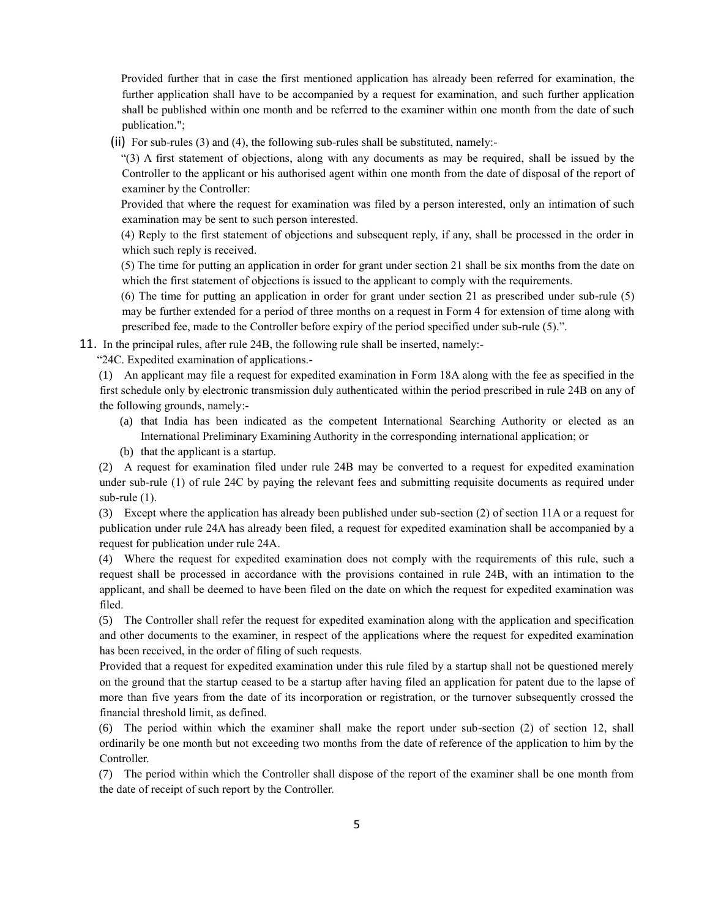Provided further that in case the first mentioned application has already been referred for examination, the further application shall have to be accompanied by a request for examination, and such further application shall be published within one month and be referred to the examiner within one month from the date of such publication.";

(ii) For sub-rules (3) and (4), the following sub-rules shall be substituted, namely:-

"(3) A first statement of objections, along with any documents as may be required, shall be issued by the Controller to the applicant or his authorised agent within one month from the date of disposal of the report of examiner by the Controller:

Provided that where the request for examination was filed by a person interested, only an intimation of such examination may be sent to such person interested.

(4) Reply to the first statement of objections and subsequent reply, if any, shall be processed in the order in which such reply is received.

(5) The time for putting an application in order for grant under section 21 shall be six months from the date on which the first statement of objections is issued to the applicant to comply with the requirements.

(6) The time for putting an application in order for grant under section 21 as prescribed under sub-rule (5) may be further extended for a period of three months on a request in Form 4 for extension of time along with prescribed fee, made to the Controller before expiry of the period specified under sub-rule (5).".

11. In the principal rules, after rule 24B, the following rule shall be inserted, namely:-

"24C. Expedited examination of applications.-

(1) An applicant may file a request for expedited examination in Form 18A along with the fee as specified in the first schedule only by electronic transmission duly authenticated within the period prescribed in rule 24B on any of the following grounds, namely:-

(a) that India has been indicated as the competent International Searching Authority or elected as an International Preliminary Examining Authority in the corresponding international application; or

(b) that the applicant is a startup.

(2) A request for examination filed under rule 24B may be converted to a request for expedited examination under sub-rule (1) of rule 24C by paying the relevant fees and submitting requisite documents as required under sub-rule (1).

(3) Except where the application has already been published under sub-section (2) of section 11A or a request for publication under rule 24A has already been filed, a request for expedited examination shall be accompanied by a request for publication under rule 24A.

(4) Where the request for expedited examination does not comply with the requirements of this rule, such a request shall be processed in accordance with the provisions contained in rule 24B, with an intimation to the applicant, and shall be deemed to have been filed on the date on which the request for expedited examination was filed.

(5) The Controller shall refer the request for expedited examination along with the application and specification and other documents to the examiner, in respect of the applications where the request for expedited examination has been received, in the order of filing of such requests.

Provided that a request for expedited examination under this rule filed by a startup shall not be questioned merely on the ground that the startup ceased to be a startup after having filed an application for patent due to the lapse of more than five years from the date of its incorporation or registration, or the turnover subsequently crossed the financial threshold limit, as defined.

(6) The period within which the examiner shall make the report under sub-section (2) of section 12, shall ordinarily be one month but not exceeding two months from the date of reference of the application to him by the Controller.

(7) The period within which the Controller shall dispose of the report of the examiner shall be one month from the date of receipt of such report by the Controller.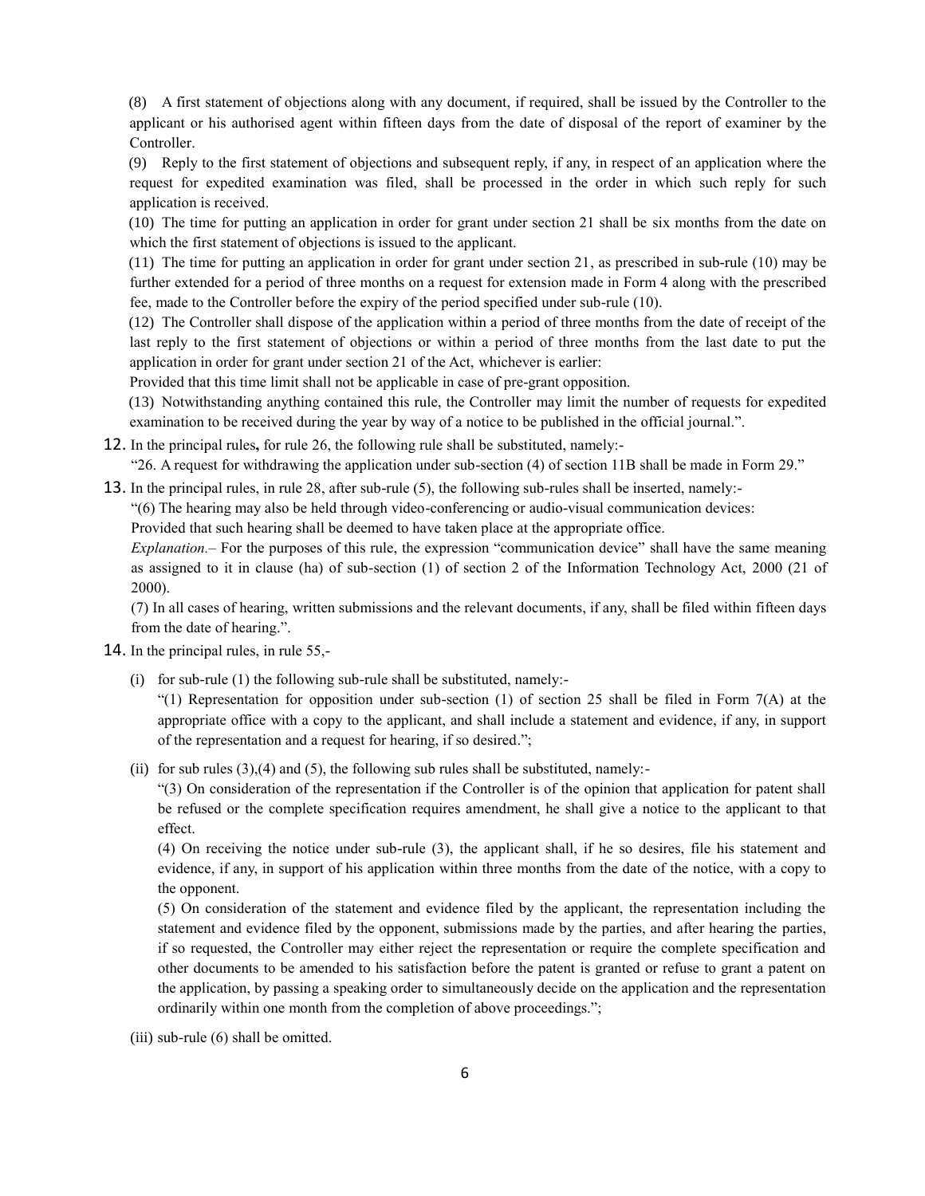(8) A first statement of objections along with any document, if required, shall be issued by the Controller to the applicant or his authorised agent within fifteen days from the date of disposal of the report of examiner by the Controller.

(9) Reply to the first statement of objections and subsequent reply, if any, in respect of an application where the request for expedited examination was filed, shall be processed in the order in which such reply for such application is received.

(10) The time for putting an application in order for grant under section 21 shall be six months from the date on which the first statement of objections is issued to the applicant.

(11) The time for putting an application in order for grant under section 21, as prescribed in sub-rule (10) may be further extended for a period of three months on a request for extension made in Form 4 along with the prescribed fee, made to the Controller before the expiry of the period specified under sub-rule (10).

(12) The Controller shall dispose of the application within a period of three months from the date of receipt of the last reply to the first statement of objections or within a period of three months from the last date to put the application in order for grant under section 21 of the Act, whichever is earlier:

Provided that this time limit shall not be applicable in case of pre-grant opposition.

(13) Notwithstanding anything contained this rule, the Controller may limit the number of requests for expedited examination to be received during the year by way of a notice to be published in the official journal.".

12. In the principal rules**,** for rule 26, the following rule shall be substituted, namely:-

"26. A request for withdrawing the application under sub-section (4) of section 11B shall be made in Form 29."

13. In the principal rules, in rule 28, after sub-rule (5), the following sub-rules shall be inserted, namely:-

"(6) The hearing may also be held through video-conferencing or audio-visual communication devices:

Provided that such hearing shall be deemed to have taken place at the appropriate office.

*Explanation.–* For the purposes of this rule, the expression "communication device" shall have the same meaning as assigned to it in clause (ha) of sub-section (1) of section 2 of the Information Technology Act, 2000 (21 of 2000).

(7) In all cases of hearing, written submissions and the relevant documents, if any, shall be filed within fifteen days from the date of hearing.".

14. In the principal rules, in rule 55,-

(i) for sub-rule (1) the following sub-rule shall be substituted, namely:-

"(1) Representation for opposition under sub-section (1) of section 25 shall be filed in Form 7(A) at the appropriate office with a copy to the applicant, and shall include a statement and evidence, if any, in support of the representation and a request for hearing, if so desired.";

(ii) for sub rules (3),(4) and (5), the following sub rules shall be substituted, namely:-

"(3) On consideration of the representation if the Controller is of the opinion that application for patent shall be refused or the complete specification requires amendment, he shall give a notice to the applicant to that effect.

(4) On receiving the notice under sub-rule (3), the applicant shall, if he so desires, file his statement and evidence, if any, in support of his application within three months from the date of the notice, with a copy to the opponent.

(5) On consideration of the statement and evidence filed by the applicant, the representation including the statement and evidence filed by the opponent, submissions made by the parties, and after hearing the parties, if so requested, the Controller may either reject the representation or require the complete specification and other documents to be amended to his satisfaction before the patent is granted or refuse to grant a patent on the application, by passing a speaking order to simultaneously decide on the application and the representation ordinarily within one month from the completion of above proceedings.";

(iii) sub-rule (6) shall be omitted.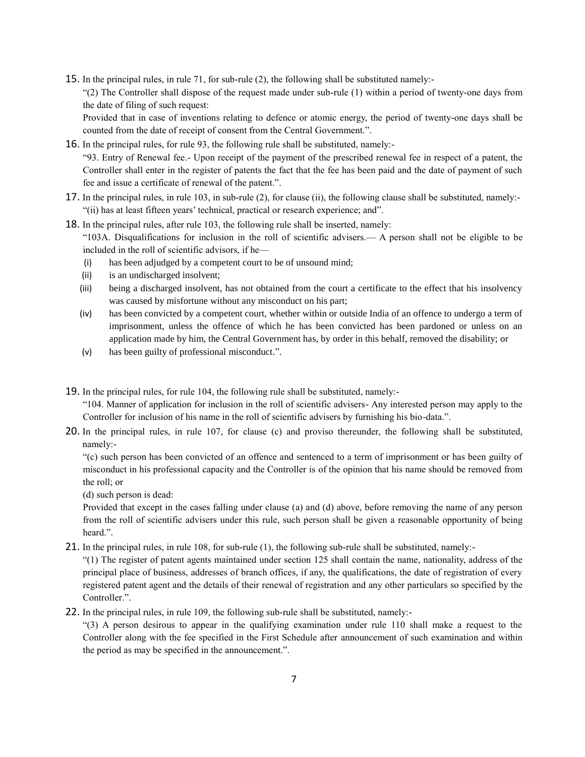15. In the principal rules, in rule 71, for sub-rule (2), the following shall be substituted namely:-

    "(2) The Controller shall dispose of the request made under sub-rule (1) within a period of twenty-one days from the date of filing of such request:

    Provided that in case of inventions relating to defence or atomic energy, the period of twenty-one days shall be counted from the date of receipt of consent from the Central Government.".

16. In the principal rules, for rule 93, the following rule shall be substituted, namely:-

    "93. Entry of Renewal fee.- Upon receipt of the payment of the prescribed renewal fee in respect of a patent, the Controller shall enter in the register of patents the fact that the fee has been paid and the date of payment of such fee and issue a certificate of renewal of the patent.".

17. In the principal rules, in rule 103, in sub-rule (2), for clause (ii), the following clause shall be substituted, namely:- "(ii) has at least fifteen years' technical, practical or research experience; and".

18. In the principal rules, after rule 103, the following rule shall be inserted, namely:

    "103A. Disqualifications for inclusion in the roll of scientific advisers.— A person shall not be eligible to be included in the roll of scientific advisors, if he—

    (i) has been adjudged by a competent court to be of unsound mind;
    (ii) is an undischarged insolvent;
    (iii) being a discharged insolvent, has not obtained from the court a certificate to the effect that his insolvency was caused by misfortune without any misconduct on his part;
    (iv) has been convicted by a competent court, whether within or outside India of an offence to undergo a term of imprisonment, unless the offence of which he has been convicted has been pardoned or unless on an application made by him, the Central Government has, by order in this behalf, removed the disability; or
    (v) has been guilty of professional misconduct.".

19. In the principal rules, for rule 104, the following rule shall be substituted, namely:-

    "104. Manner of application for inclusion in the roll of scientific advisers- Any interested person may apply to the Controller for inclusion of his name in the roll of scientific advisers by furnishing his bio-data.".

20. In the principal rules, in rule 107, for clause (c) and proviso thereunder, the following shall be substituted, namely:-

    "(c) such person has been convicted of an offence and sentenced to a term of imprisonment or has been guilty of misconduct in his professional capacity and the Controller is of the opinion that his name should be removed from the roll; or

    (d) such person is dead:

    Provided that except in the cases falling under clause (a) and (d) above, before removing the name of any person from the roll of scientific advisers under this rule, such person shall be given a reasonable opportunity of being heard.".

21. In the principal rules, in rule 108, for sub-rule (1), the following sub-rule shall be substituted, namely:-

    "(1) The register of patent agents maintained under section 125 shall contain the name, nationality, address of the principal place of business, addresses of branch offices, if any, the qualifications, the date of registration of every registered patent agent and the details of their renewal of registration and any other particulars so specified by the Controller.".

22. In the principal rules, in rule 109, the following sub-rule shall be substituted, namely:-

    "(3) A person desirous to appear in the qualifying examination under rule 110 shall make a request to the Controller along with the fee specified in the First Schedule after announcement of such examination and within the period as may be specified in the announcement.".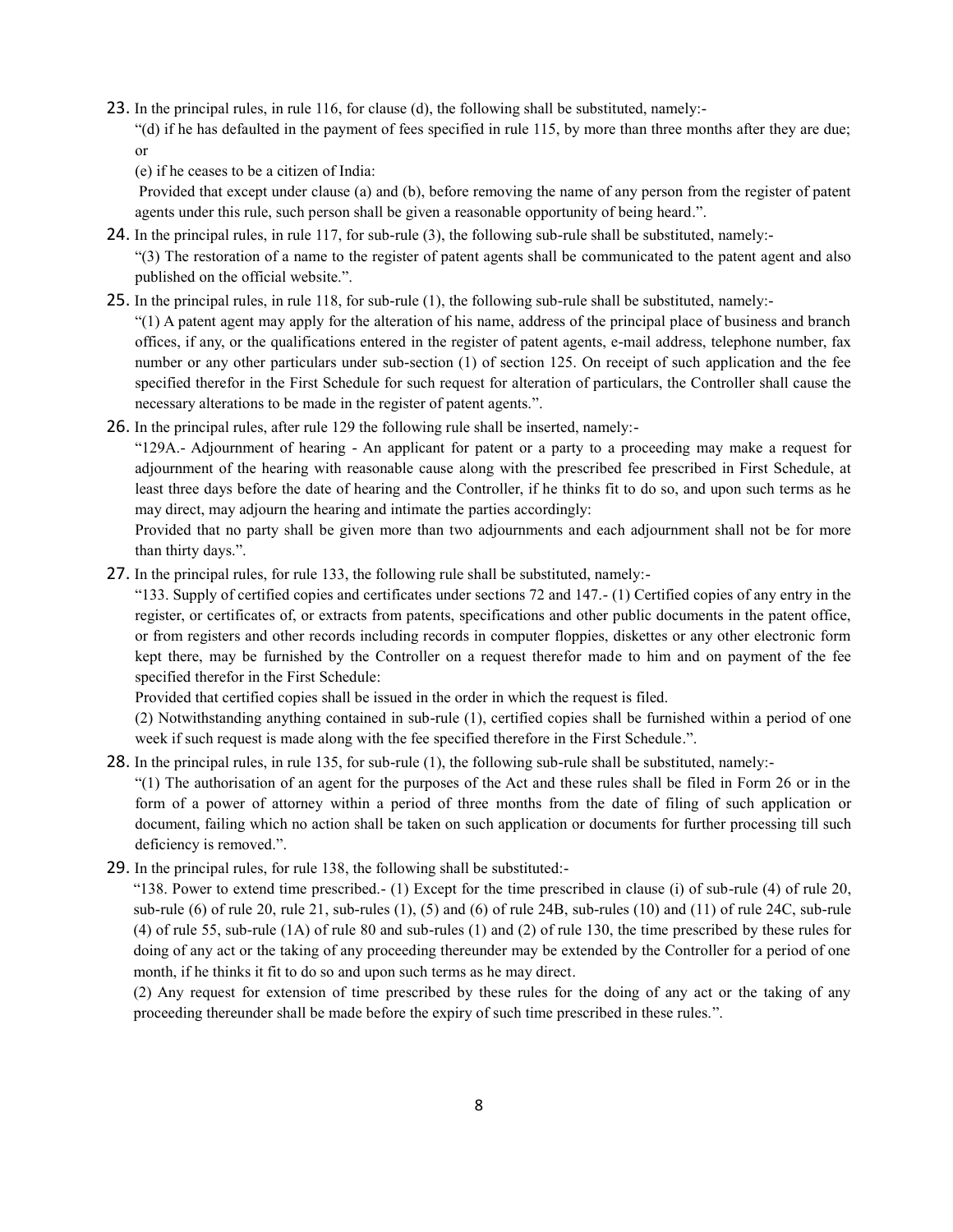23. In the principal rules, in rule 116, for clause (d), the following shall be substituted, namely:-

"(d) if he has defaulted in the payment of fees specified in rule 115, by more than three months after they are due; or

(e) if he ceases to be a citizen of India:

Provided that except under clause (a) and (b), before removing the name of any person from the register of patent agents under this rule, such person shall be given a reasonable opportunity of being heard.".

24. In the principal rules, in rule 117, for sub-rule (3), the following sub-rule shall be substituted, namely:-

"(3) The restoration of a name to the register of patent agents shall be communicated to the patent agent and also published on the official website.".

25. In the principal rules, in rule 118, for sub-rule (1), the following sub-rule shall be substituted, namely:-

"(1) A patent agent may apply for the alteration of his name, address of the principal place of business and branch offices, if any, or the qualifications entered in the register of patent agents, e-mail address, telephone number, fax number or any other particulars under sub-section (1) of section 125. On receipt of such application and the fee specified therefor in the First Schedule for such request for alteration of particulars, the Controller shall cause the necessary alterations to be made in the register of patent agents.".

26. In the principal rules, after rule 129 the following rule shall be inserted, namely:-

"129A.- Adjournment of hearing - An applicant for patent or a party to a proceeding may make a request for adjournment of the hearing with reasonable cause along with the prescribed fee prescribed in First Schedule, at least three days before the date of hearing and the Controller, if he thinks fit to do so, and upon such terms as he may direct, may adjourn the hearing and intimate the parties accordingly:

Provided that no party shall be given more than two adjournments and each adjournment shall not be for more than thirty days.".

27. In the principal rules, for rule 133, the following rule shall be substituted, namely:-

"133. Supply of certified copies and certificates under sections 72 and 147.- (1) Certified copies of any entry in the register, or certificates of, or extracts from patents, specifications and other public documents in the patent office, or from registers and other records including records in computer floppies, diskettes or any other electronic form kept there, may be furnished by the Controller on a request therefor made to him and on payment of the fee specified therefor in the First Schedule:

Provided that certified copies shall be issued in the order in which the request is filed.

(2) Notwithstanding anything contained in sub-rule (1), certified copies shall be furnished within a period of one week if such request is made along with the fee specified therefore in the First Schedule.".

28. In the principal rules, in rule 135, for sub-rule (1), the following sub-rule shall be substituted, namely:-

"(1) The authorisation of an agent for the purposes of the Act and these rules shall be filed in Form 26 or in the form of a power of attorney within a period of three months from the date of filing of such application or document, failing which no action shall be taken on such application or documents for further processing till such deficiency is removed.".

29. In the principal rules, for rule 138, the following shall be substituted:-

"138. Power to extend time prescribed.- (1) Except for the time prescribed in clause (i) of sub-rule (4) of rule 20, sub-rule (6) of rule 20, rule 21, sub-rules (1), (5) and (6) of rule 24B, sub-rules (10) and (11) of rule 24C, sub-rule (4) of rule 55, sub-rule (1A) of rule 80 and sub-rules (1) and (2) of rule 130, the time prescribed by these rules for doing of any act or the taking of any proceeding thereunder may be extended by the Controller for a period of one month, if he thinks it fit to do so and upon such terms as he may direct.

(2) Any request for extension of time prescribed by these rules for the doing of any act or the taking of any proceeding thereunder shall be made before the expiry of such time prescribed in these rules.".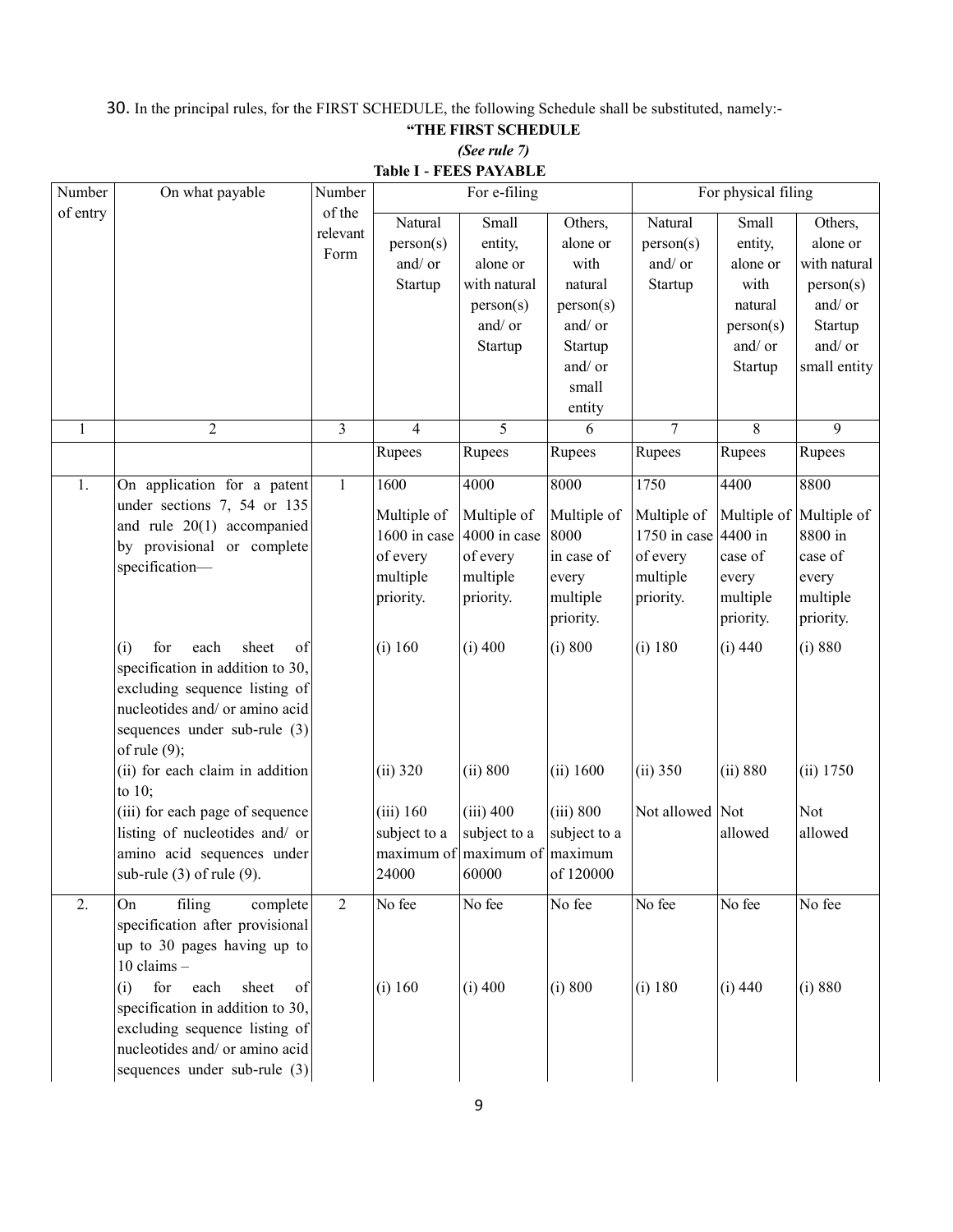30. In the principal rules, for the FIRST SCHEDULE, the following Schedule shall be substituted, namely:-

**"THE FIRST SCHEDULE**

***(See rule 7)***

**Table I - FEES PAYABLE**

| Number of entry | On what payable | Number of the relevant Form | For e-filing | | | For physical filing | | |
|---|---|---|---|---|---|---|---|---|
| | | | Natural person(s) and/ or Startup | Small entity, alone or with natural person(s) and/ or Startup | Others, alone or with natural person(s) and/ or Startup and/ or small entity | Natural person(s) and/ or Startup | Small entity, alone or with natural person(s) and/ or Startup | Others, alone or with natural person(s) and/ or Startup and/ or small entity |
| 1 | 2 | 3 | 4 | 5 | 6 | 7 | 8 | 9 |
| | | | Rupees | Rupees | Rupees | Rupees | Rupees | Rupees |
| 1. | On application for a patent under sections 7, 54 or 135 and rule 20(1) accompanied by provisional or complete specification— | 1 | 1600 Multiple of 1600 in case of every multiple priority. | 4000 Multiple of 4000 in case of every multiple priority. | 8000 Multiple of 8000 in case of every multiple priority. | 1750 Multiple of 1750 in case of every multiple priority. | 4400 Multiple of 4400 in case of every multiple priority. | 8800 Multiple of 8800 in case of every multiple priority. |
| | (i) for each sheet of specification in addition to 30, excluding sequence listing of nucleotides and/ or amino acid sequences under sub-rule (3) of rule (9); | | (i) 160 | (i) 400 | (i) 800 | (i) 180 | (i) 440 | (i) 880 |
| | (ii) for each claim in addition to 10; | | (ii) 320 | (ii) 800 | (ii) 1600 | (ii) 350 | (ii) 880 | (ii) 1750 |
| | (iii) for each page of sequence listing of nucleotides and/ or amino acid sequences under sub-rule (3) of rule (9). | | (iii) 160 subject to a maximum of 24000 | (iii) 400 subject to a maximum of 60000 | (iii) 800 subject to a maximum of 120000 | Not allowed | Not allowed | Not allowed |
| 2. | On filing complete specification after provisional up to 30 pages having up to 10 claims – | 2 | No fee | No fee | No fee | No fee | No fee | No fee |
| | (i) for each sheet of specification in addition to 30, excluding sequence listing of nucleotides and/ or amino acid sequences under sub-rule (3) | | (i) 160 | (i) 400 | (i) 800 | (i) 180 | (i) 440 | (i) 880 |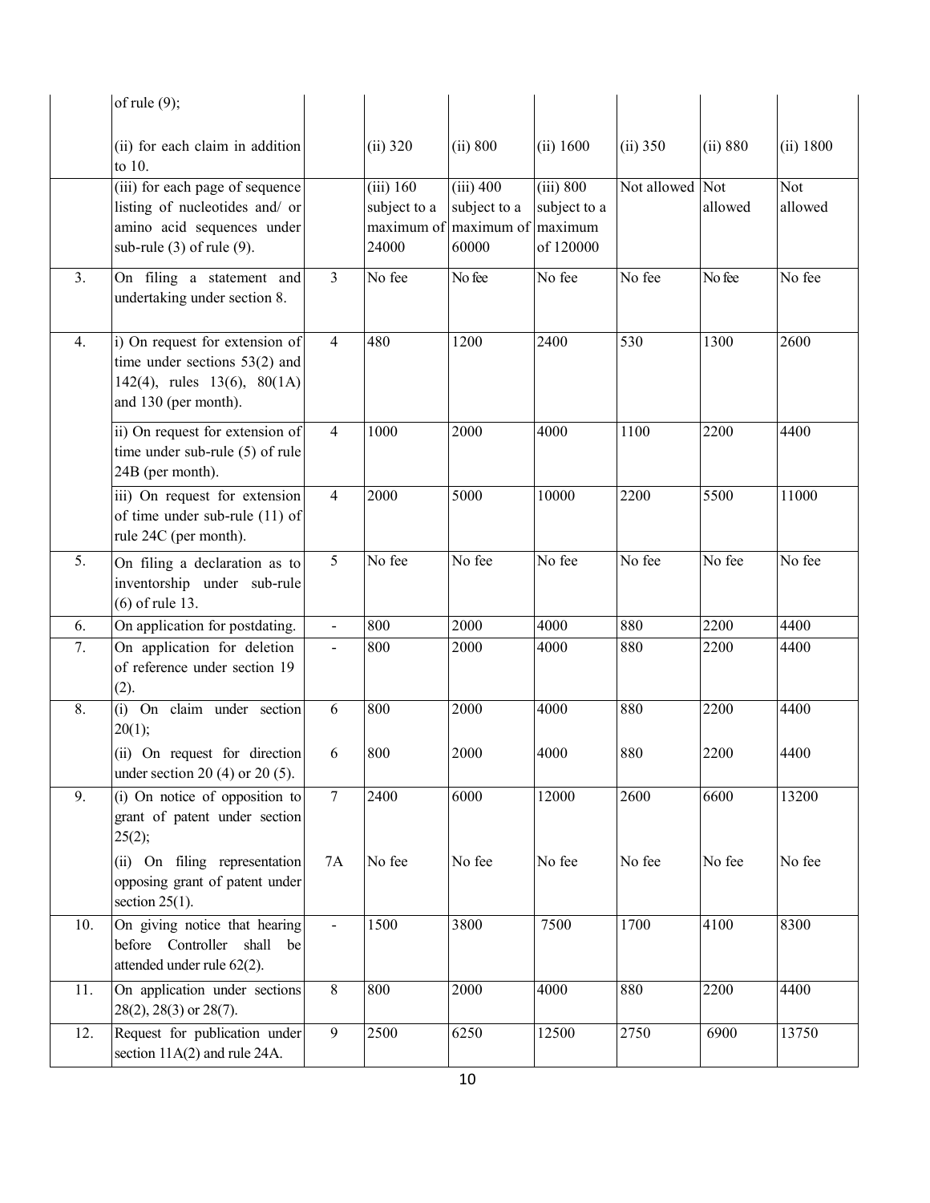| | | | | | | | | |
|---|---|---|---|---|---|---|---|---|
| | of rule (9); (ii) for each claim in addition to 10. | | (ii) 320 | (ii) 800 | (ii) 1600 | (ii) 350 | (ii) 880 | (ii) 1800 |
| | (iii) for each page of sequence listing of nucleotides and/ or amino acid sequences under sub-rule (3) of rule (9). | | (iii) 160 subject to a maximum of 24000 | (iii) 400 subject to a maximum of 60000 | (iii) 800 subject to a maximum of 120000 | Not allowed | Not allowed | Not allowed |
| 3. | On filing a statement and undertaking under section 8. | 3 | No fee | No fee | No fee | No fee | No fee | No fee |
| 4. | i) On request for extension of time under sections 53(2) and 142(4), rules 13(6), 80(1A) and 130 (per month). | 4 | 480 | 1200 | 2400 | 530 | 1300 | 2600 |
| | ii) On request for extension of time under sub-rule (5) of rule 24B (per month). | 4 | 1000 | 2000 | 4000 | 1100 | 2200 | 4400 |
| | iii) On request for extension of time under sub-rule (11) of rule 24C (per month). | 4 | 2000 | 5000 | 10000 | 2200 | 5500 | 11000 |
| 5. | On filing a declaration as to inventorship under sub-rule (6) of rule 13. | 5 | No fee | No fee | No fee | No fee | No fee | No fee |
| 6. | On application for postdating. | - | 800 | 2000 | 4000 | 880 | 2200 | 4400 |
| 7. | On application for deletion of reference under section 19 (2). | - | 800 | 2000 | 4000 | 880 | 2200 | 4400 |
| 8. | (i) On claim under section 20(1); | 6 | 800 | 2000 | 4000 | 880 | 2200 | 4400 |
| | (ii) On request for direction under section 20 (4) or 20 (5). | 6 | 800 | 2000 | 4000 | 880 | 2200 | 4400 |
| 9. | (i) On notice of opposition to grant of patent under section 25(2); | 7 | 2400 | 6000 | 12000 | 2600 | 6600 | 13200 |
| | (ii) On filing representation opposing grant of patent under section 25(1). | 7A | No fee | No fee | No fee | No fee | No fee | No fee |
| 10. | On giving notice that hearing before Controller shall be attended under rule 62(2). | - | 1500 | 3800 | 7500 | 1700 | 4100 | 8300 |
| 11. | On application under sections 28(2), 28(3) or 28(7). | 8 | 800 | 2000 | 4000 | 880 | 2200 | 4400 |
| 12. | Request for publication under section 11A(2) and rule 24A. | 9 | 2500 | 6250 | 12500 | 2750 | 6900 | 13750 |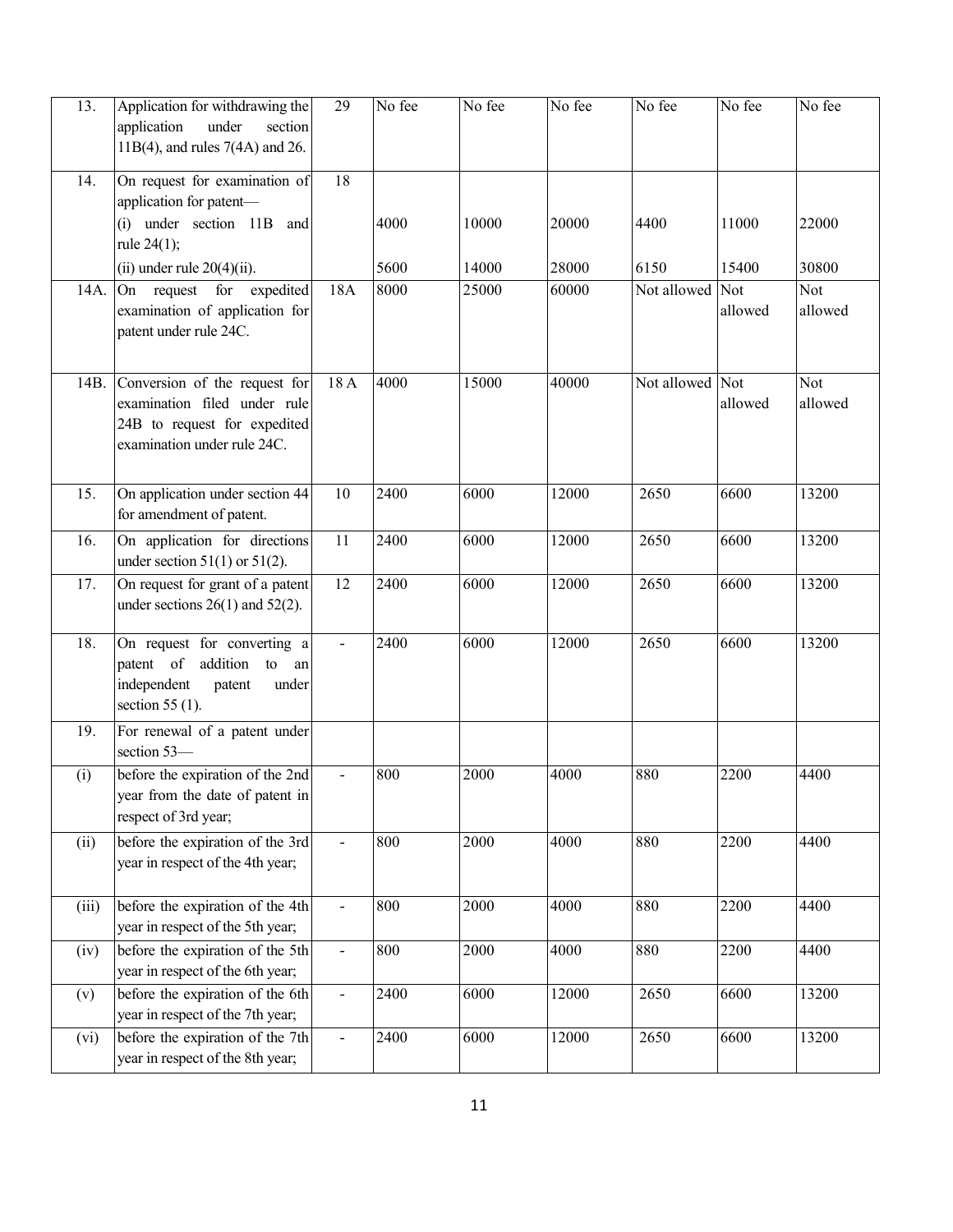| 13. | Application for withdrawing the application under section 11B(4), and rules 7(4A) and 26. | 29 | No fee | No fee | No fee | No fee | No fee | No fee |
|---|---|---|---|---|---|---|---|---|
| 14. | On request for examination of application for patent— | 18 | | | | | | |
| | (i) under section 11B and rule 24(1); | | 4000 | 10000 | 20000 | 4400 | 11000 | 22000 |
| | (ii) under rule 20(4)(ii). | | 5600 | 14000 | 28000 | 6150 | 15400 | 30800 |
| 14A. | On request for expedited examination of application for patent under rule 24C. | 18A | 8000 | 25000 | 60000 | Not allowed | Not allowed | Not allowed |
| 14B. | Conversion of the request for examination filed under rule 24B to request for expedited examination under rule 24C. | 18 A | 4000 | 15000 | 40000 | Not allowed | Not allowed | Not allowed |
| 15. | On application under section 44 for amendment of patent. | 10 | 2400 | 6000 | 12000 | 2650 | 6600 | 13200 |
| 16. | On application for directions under section 51(1) or 51(2). | 11 | 2400 | 6000 | 12000 | 2650 | 6600 | 13200 |
| 17. | On request for grant of a patent under sections 26(1) and 52(2). | 12 | 2400 | 6000 | 12000 | 2650 | 6600 | 13200 |
| 18. | On request for converting a patent of addition to an independent patent under section 55 (1). | - | 2400 | 6000 | 12000 | 2650 | 6600 | 13200 |
| 19. | For renewal of a patent under section 53— | | | | | | | |
| (i) | before the expiration of the 2nd year from the date of patent in respect of 3rd year; | - | 800 | 2000 | 4000 | 880 | 2200 | 4400 |
| (ii) | before the expiration of the 3rd year in respect of the 4th year; | - | 800 | 2000 | 4000 | 880 | 2200 | 4400 |
| (iii) | before the expiration of the 4th year in respect of the 5th year; | - | 800 | 2000 | 4000 | 880 | 2200 | 4400 |
| (iv) | before the expiration of the 5th year in respect of the 6th year; | - | 800 | 2000 | 4000 | 880 | 2200 | 4400 |
| (v) | before the expiration of the 6th year in respect of the 7th year; | - | 2400 | 6000 | 12000 | 2650 | 6600 | 13200 |
| (vi) | before the expiration of the 7th year in respect of the 8th year; | - | 2400 | 6000 | 12000 | 2650 | 6600 | 13200 |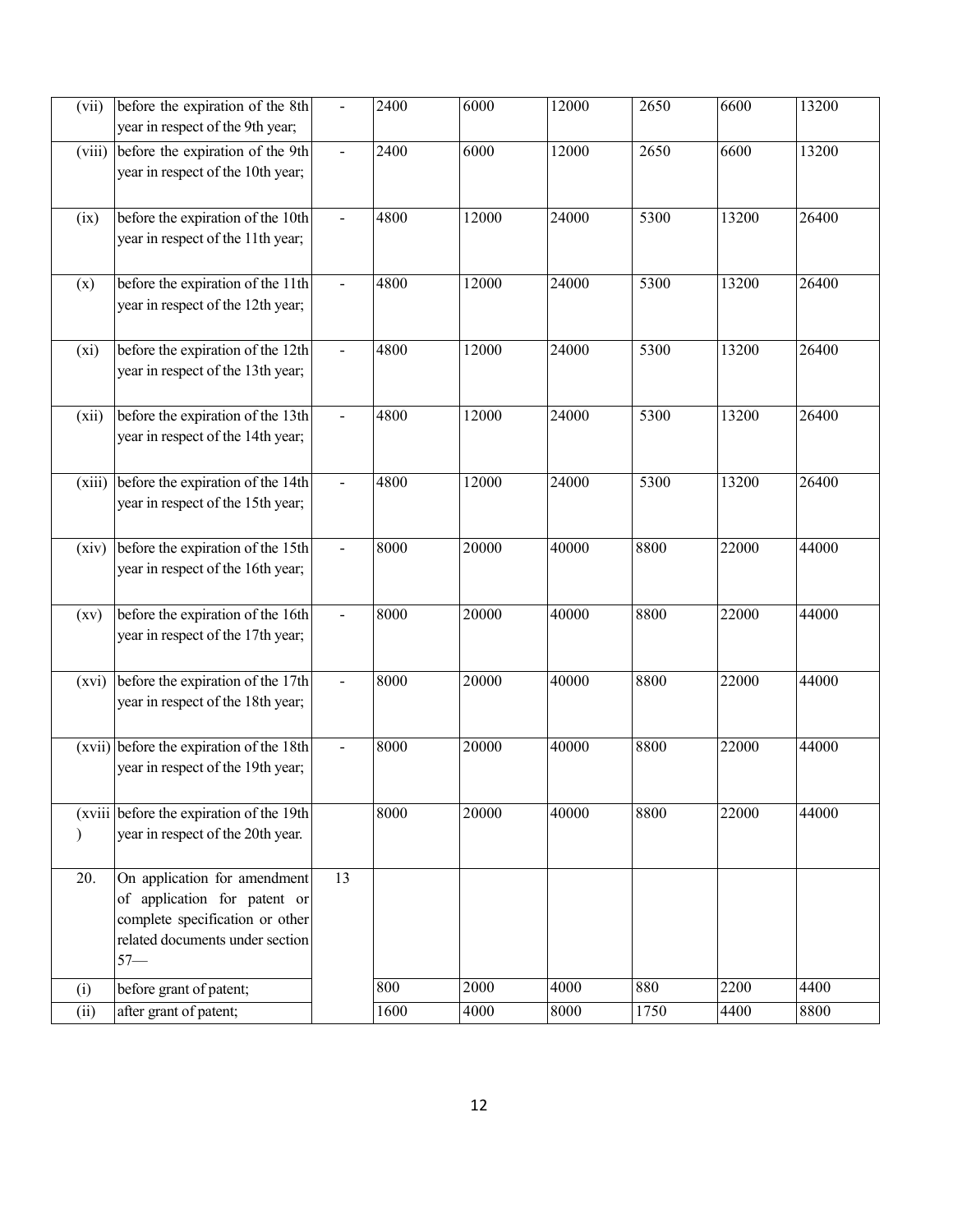| | | | | | | | | |
|---|---|---|---|---|---|---|---|---|
| (vii) | before the expiration of the 8th year in respect of the 9th year; | - | 2400 | 6000 | 12000 | 2650 | 6600 | 13200 |
| (viii) | before the expiration of the 9th year in respect of the 10th year; | - | 2400 | 6000 | 12000 | 2650 | 6600 | 13200 |
| (ix) | before the expiration of the 10th year in respect of the 11th year; | - | 4800 | 12000 | 24000 | 5300 | 13200 | 26400 |
| (x) | before the expiration of the 11th year in respect of the 12th year; | - | 4800 | 12000 | 24000 | 5300 | 13200 | 26400 |
| (xi) | before the expiration of the 12th year in respect of the 13th year; | - | 4800 | 12000 | 24000 | 5300 | 13200 | 26400 |
| (xii) | before the expiration of the 13th year in respect of the 14th year; | - | 4800 | 12000 | 24000 | 5300 | 13200 | 26400 |
| (xiii) | before the expiration of the 14th year in respect of the 15th year; | - | 4800 | 12000 | 24000 | 5300 | 13200 | 26400 |
| (xiv) | before the expiration of the 15th year in respect of the 16th year; | - | 8000 | 20000 | 40000 | 8800 | 22000 | 44000 |
| (xv) | before the expiration of the 16th year in respect of the 17th year; | - | 8000 | 20000 | 40000 | 8800 | 22000 | 44000 |
| (xvi) | before the expiration of the 17th year in respect of the 18th year; | - | 8000 | 20000 | 40000 | 8800 | 22000 | 44000 |
| (xvii) | before the expiration of the 18th year in respect of the 19th year; | - | 8000 | 20000 | 40000 | 8800 | 22000 | 44000 |
| (xviii) | before the expiration of the 19th year in respect of the 20th year. | | 8000 | 20000 | 40000 | 8800 | 22000 | 44000 |
| 20. | On application for amendment of application for patent or complete specification or other related documents under section 57— | 13 | | | | | | |
| (i) | before grant of patent; | | 800 | 2000 | 4000 | 880 | 2200 | 4400 |
| (ii) | after grant of patent; | | 1600 | 4000 | 8000 | 1750 | 4400 | 8800 |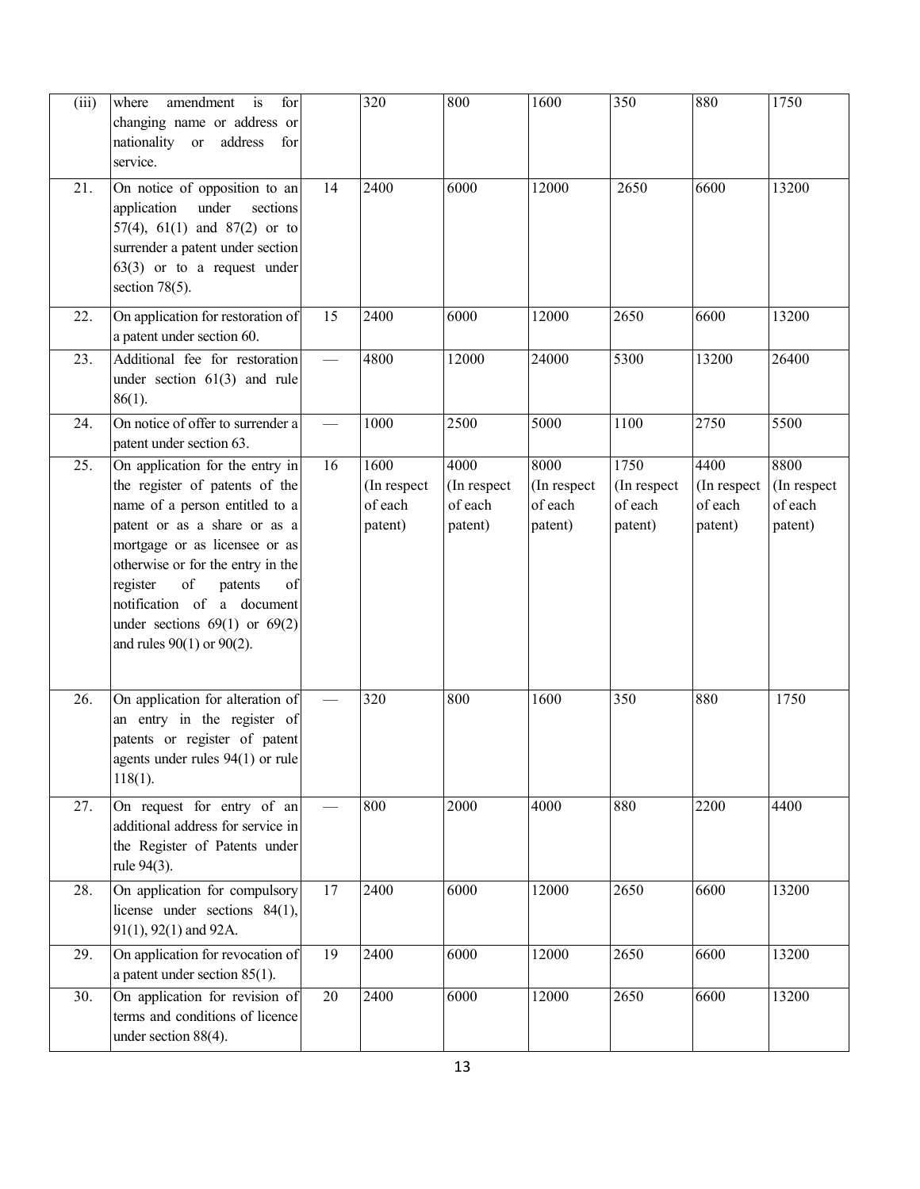| | | | | | | | | |
|---|---|---|---|---|---|---|---|---|
| (iii) | where amendment is for changing name or address or nationality or address for service. | | 320 | 800 | 1600 | 350 | 880 | 1750 |
| 21. | On notice of opposition to an application under sections 57(4), 61(1) and 87(2) or to surrender a patent under section 63(3) or to a request under section 78(5). | 14 | 2400 | 6000 | 12000 | 2650 | 6600 | 13200 |
| 22. | On application for restoration of a patent under section 60. | 15 | 2400 | 6000 | 12000 | 2650 | 6600 | 13200 |
| 23. | Additional fee for restoration under section 61(3) and rule 86(1). | — | 4800 | 12000 | 24000 | 5300 | 13200 | 26400 |
| 24. | On notice of offer to surrender a patent under section 63. | — | 1000 | 2500 | 5000 | 1100 | 2750 | 5500 |
| 25. | On application for the entry in the register of patents of the name of a person entitled to a patent or as a share or as a mortgage or as licensee or as otherwise or for the entry in the register of patents of notification of a document under sections 69(1) or 69(2) and rules 90(1) or 90(2). | 16 | 1600 (In respect of each patent) | 4000 (In respect of each patent) | 8000 (In respect of each patent) | 1750 (In respect of each patent) | 4400 (In respect of each patent) | 8800 (In respect of each patent) |
| 26. | On application for alteration of an entry in the register of patents or register of patent agents under rules 94(1) or rule 118(1). | — | 320 | 800 | 1600 | 350 | 880 | 1750 |
| 27. | On request for entry of an additional address for service in the Register of Patents under rule 94(3). | — | 800 | 2000 | 4000 | 880 | 2200 | 4400 |
| 28. | On application for compulsory license under sections 84(1), 91(1), 92(1) and 92A. | 17 | 2400 | 6000 | 12000 | 2650 | 6600 | 13200 |
| 29. | On application for revocation of a patent under section 85(1). | 19 | 2400 | 6000 | 12000 | 2650 | 6600 | 13200 |
| 30. | On application for revision of terms and conditions of licence under section 88(4). | 20 | 2400 | 6000 | 12000 | 2650 | 6600 | 13200 |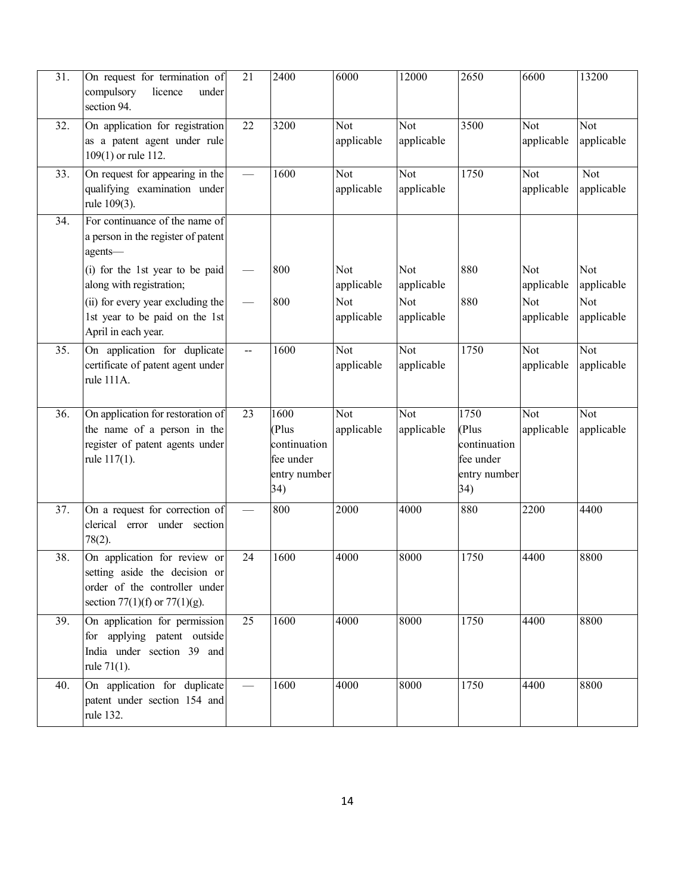| 31. | On request for termination of compulsory licence under section 94. | 21 | 2400 | 6000 | 12000 | 2650 | 6600 | 13200 |
|---|---|---|---|---|---|---|---|---|
| 32. | On application for registration as a patent agent under rule 109(1) or rule 112. | 22 | 3200 | Not applicable | Not applicable | 3500 | Not applicable | Not applicable |
| 33. | On request for appearing in the qualifying examination under rule 109(3). | — | 1600 | Not applicable | Not applicable | 1750 | Not applicable | Not applicable |
| 34. | For continuance of the name of a person in the register of patent agents— | | | | | | | |
| | (i) for the 1st year to be paid along with registration; | — | 800 | Not applicable | Not applicable | 880 | Not applicable | Not applicable |
| | (ii) for every year excluding the 1st year to be paid on the 1st April in each year. | — | 800 | Not applicable | Not applicable | 880 | Not applicable | Not applicable |
| 35. | On application for duplicate certificate of patent agent under rule 111A. | -- | 1600 | Not applicable | Not applicable | 1750 | Not applicable | Not applicable |
| 36. | On application for restoration of the name of a person in the register of patent agents under rule 117(1). | 23 | 1600 (Plus continuation fee under entry number 34) | Not applicable | Not applicable | 1750 (Plus continuation fee under entry number 34) | Not applicable | Not applicable |
| 37. | On a request for correction of clerical error under section 78(2). | — | 800 | 2000 | 4000 | 880 | 2200 | 4400 |
| 38. | On application for review or setting aside the decision or order of the controller under section 77(1)(f) or 77(1)(g). | 24 | 1600 | 4000 | 8000 | 1750 | 4400 | 8800 |
| 39. | On application for permission for applying patent outside India under section 39 and rule 71(1). | 25 | 1600 | 4000 | 8000 | 1750 | 4400 | 8800 |
| 40. | On application for duplicate patent under section 154 and rule 132. | — | 1600 | 4000 | 8000 | 1750 | 4400 | 8800 |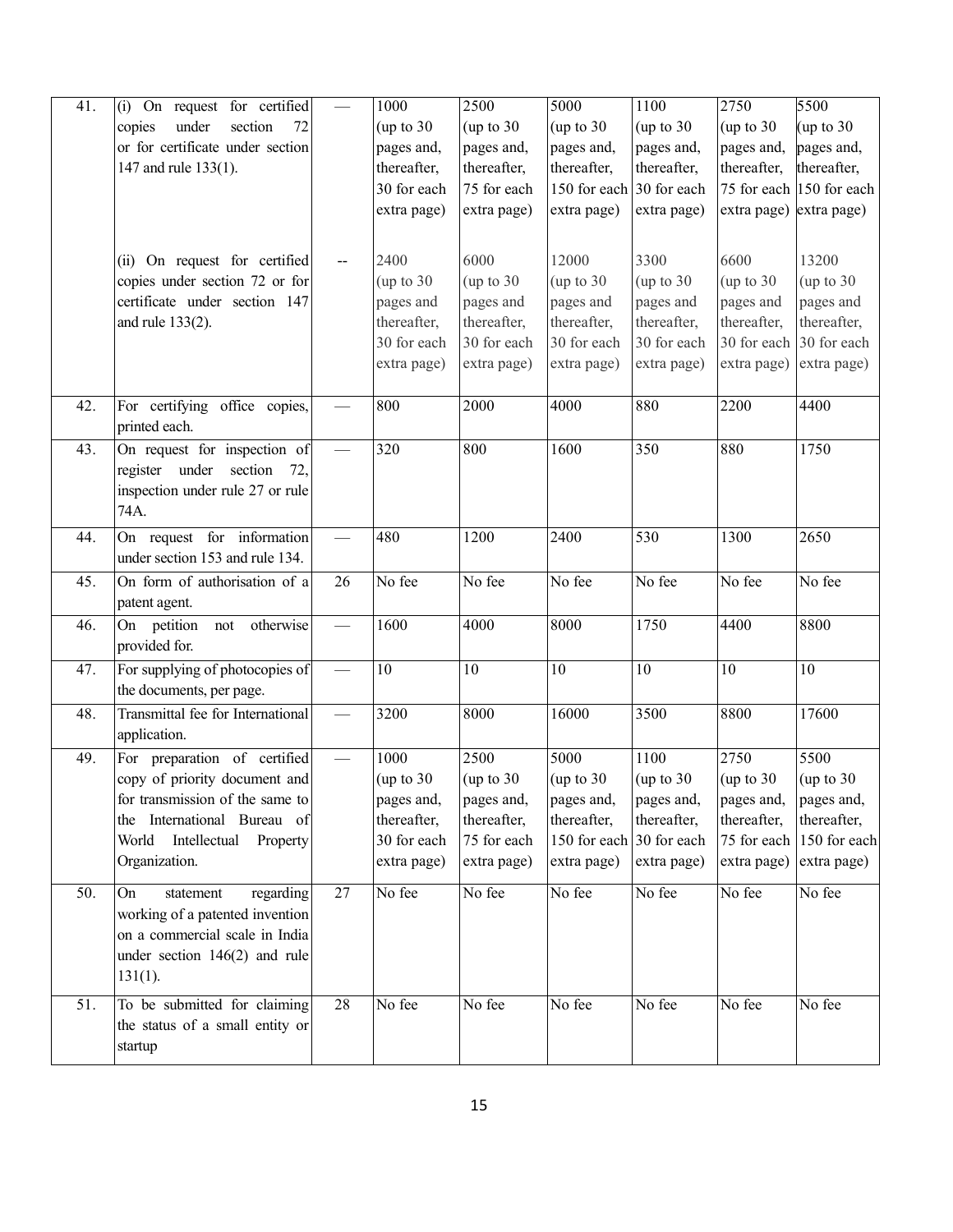| 41. | (i) On request for certified copies under section 72 or for certificate under section 147 and rule 133(1). | — | 1000 (up to 30 pages and, thereafter, 30 for each extra page) | 2500 (up to 30 pages and, thereafter, 75 for each extra page) | 5000 (up to 30 pages and, thereafter, 150 for each extra page) | 1100 (up to 30 pages and, thereafter, 30 for each extra page) | 2750 (up to 30 pages and, thereafter, 75 for each extra page) | 5500 (up to 30 pages and, thereafter, 150 for each extra page) |
|---|---|---|---|---|---|---|---|---|
| | (ii) On request for certified copies under section 72 or for certificate under section 147 and rule 133(2). | -- | 2400 (up to 30 pages and thereafter, 30 for each extra page) | 6000 (up to 30 pages and thereafter, 30 for each extra page) | 12000 (up to 30 pages and thereafter, 30 for each extra page) | 3300 (up to 30 pages and thereafter, 30 for each extra page) | 6600 (up to 30 pages and thereafter, 30 for each extra page) | 13200 (up to 30 pages and thereafter, 30 for each extra page) |
| 42. | For certifying office copies, printed each. | — | 800 | 2000 | 4000 | 880 | 2200 | 4400 |
| 43. | On request for inspection of register under section 72, inspection under rule 27 or rule 74A. | — | 320 | 800 | 1600 | 350 | 880 | 1750 |
| 44. | On request for information under section 153 and rule 134. | — | 480 | 1200 | 2400 | 530 | 1300 | 2650 |
| 45. | On form of authorisation of a patent agent. | 26 | No fee | No fee | No fee | No fee | No fee | No fee |
| 46. | On petition not otherwise provided for. | — | 1600 | 4000 | 8000 | 1750 | 4400 | 8800 |
| 47. | For supplying of photocopies of the documents, per page. | — | 10 | 10 | 10 | 10 | 10 | 10 |
| 48. | Transmittal fee for International application. | — | 3200 | 8000 | 16000 | 3500 | 8800 | 17600 |
| 49. | For preparation of certified copy of priority document and for transmission of the same to the International Bureau of World Intellectual Property Organization. | — | 1000 (up to 30 pages and, thereafter, 30 for each extra page) | 2500 (up to 30 pages and, thereafter, 75 for each extra page) | 5000 (up to 30 pages and, thereafter, 150 for each extra page) | 1100 (up to 30 pages and, thereafter, 30 for each extra page) | 2750 (up to 30 pages and, thereafter, 75 for each extra page) | 5500 (up to 30 pages and, thereafter, 150 for each extra page) |
| 50. | On statement regarding working of a patented invention on a commercial scale in India under section 146(2) and rule 131(1). | 27 | No fee | No fee | No fee | No fee | No fee | No fee |
| 51. | To be submitted for claiming the status of a small entity or startup | 28 | No fee | No fee | No fee | No fee | No fee | No fee |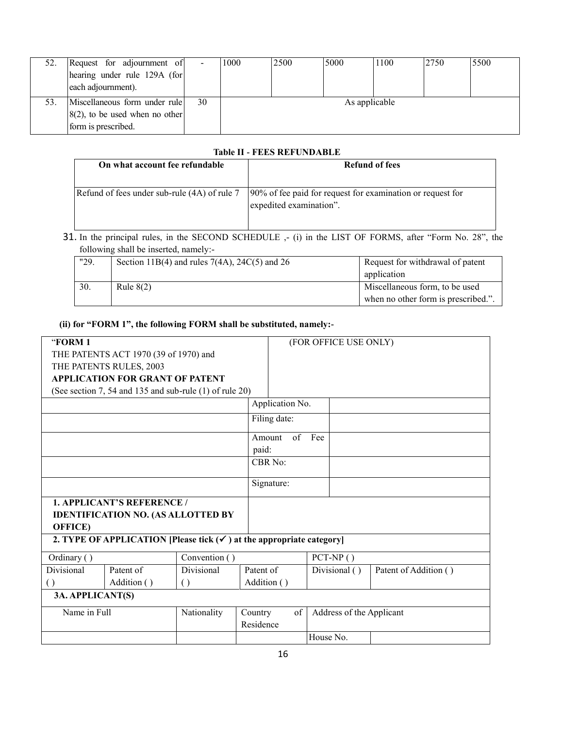| 52. | Request for adjournment of hearing under rule 129A (for each adjournment). | - | 1000 | 2500 | 5000 | 1100 | 2750 | 5500 |
|---|---|---|---|---|---|---|---|---|
| 53. | Miscellaneous form under rule 8(2), to be used when no other form is prescribed. | 30 | As applicable | | | | | |

**Table II - FEES REFUNDABLE**

| On what account fee refundable | Refund of fees |
|---|---|
| Refund of fees under sub-rule (4A) of rule 7 | 90% of fee paid for request for examination or request for expedited examination". |

31. In the principal rules, in the SECOND SCHEDULE ,- (i) in the LIST OF FORMS, after "Form No. 28", the following shall be inserted, namely:-

| "29. | Section 11B(4) and rules 7(4A), 24C(5) and 26 | Request for withdrawal of patent application |
|---|---|---|
| 30. | Rule 8(2) | Miscellaneous form, to be used when no other form is prescribed.". |

**(ii) for "FORM 1", the following FORM shall be substituted, namely:-**

| "**FORM 1**<br>THE PATENTS ACT 1970 (39 of 1970) and<br>THE PATENTS RULES, 2003<br>**APPLICATION FOR GRANT OF PATENT**<br>(See section 7, 54 and 135 and sub-rule (1) of rule 20) | (FOR OFFICE USE ONLY) | |
|---|---|---|
| | Application No. | |
| | Filing date: | |
| | Amount of Fee paid: | |
| | CBR No: | |
| | Signature: | |
| **1. APPLICANT'S REFERENCE / IDENTIFICATION NO. (AS ALLOTTED BY OFFICE)** | | |

**2. TYPE OF APPLICATION [Please tick (✓) at the appropriate category]**

| Ordinary ( ) | | Convention ( ) | | PCT-NP ( ) | |
|---|---|---|---|---|---|
| Divisional ( ) | Patent of Addition ( ) | Divisional ( ) | Patent of Addition ( ) | Divisional ( ) | Patent of Addition ( ) |

**3A. APPLICANT(S)**

| Name in Full | Nationality | Country of Residence | Address of the Applicant | |
|---|---|---|---|---|
| | | | House No. | |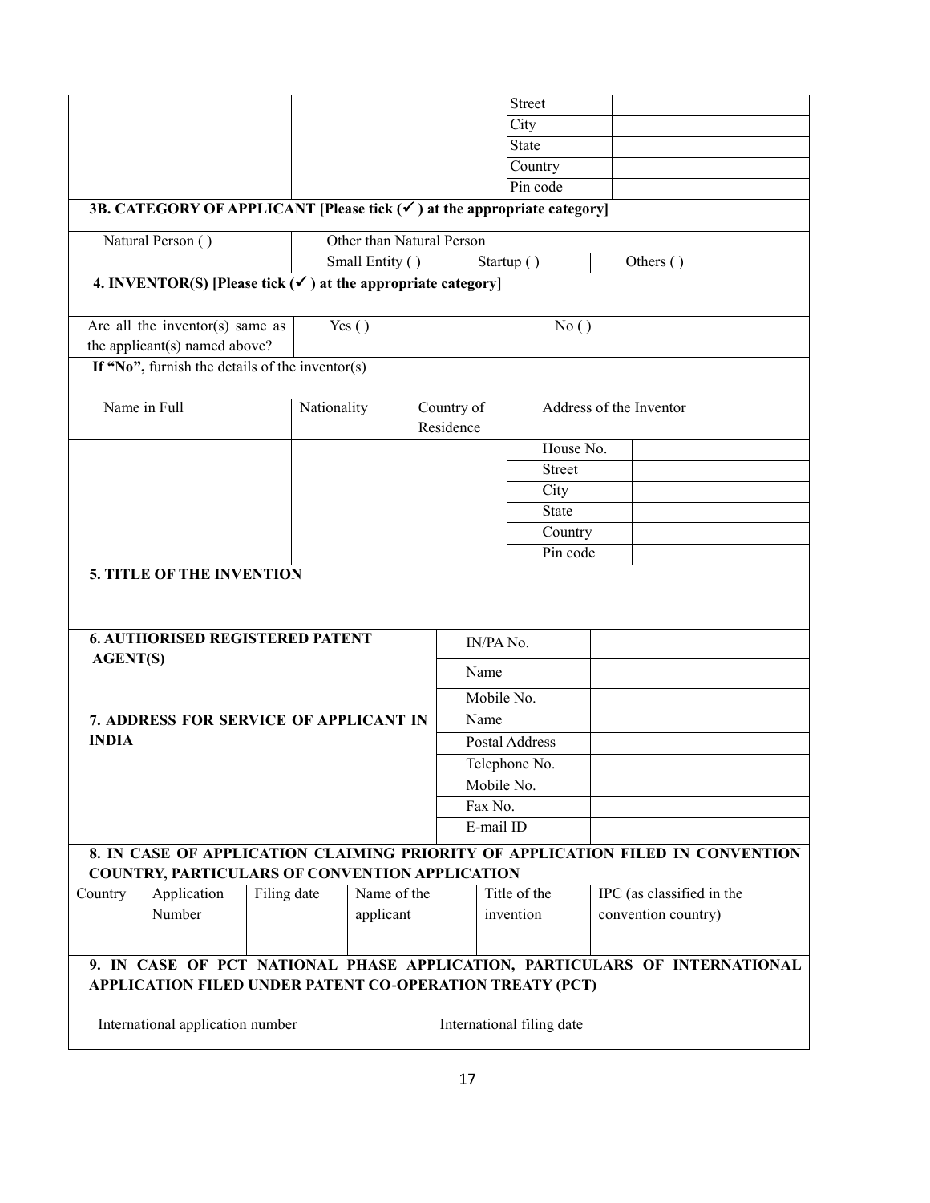| | | | | |
|---|---|---|---|---|
| | | | Street | |
| | | | City | |
| | | | State | |
| | | | Country | |
| | | | Pin code | |

**3B. CATEGORY OF APPLICANT [Please tick (✓) at the appropriate category]**

| Natural Person ( ) | Other than Natural Person | | |
|---|---|---|---|
| | Small Entity ( ) | Startup ( ) | Others ( ) |

**4. INVENTOR(S) [Please tick (✓) at the appropriate category]**

| Are all the inventor(s) same as the applicant(s) named above? | Yes ( ) | No ( ) |
|---|---|---|

**If "No",** furnish the details of the inventor(s)

| Name in Full | Nationality | Country of Residence | Address of the Inventor | |
|---|---|---|---|---|
| | | | House No. | |
| | | | Street | |
| | | | City | |
| | | | State | |
| | | | Country | |
| | | | Pin code | |

**5. TITLE OF THE INVENTION**

| **6. AUTHORISED REGISTERED PATENT AGENT(S)** | IN/PA No. | |
|---|---|---|
| | Name | |
| | Mobile No. | |
| **7. ADDRESS FOR SERVICE OF APPLICANT IN INDIA** | Name | |
| | Postal Address | |
| | Telephone No. | |
| | Mobile No. | |
| | Fax No. | |
| | E-mail ID | |

**8. IN CASE OF APPLICATION CLAIMING PRIORITY OF APPLICATION FILED IN CONVENTION COUNTRY, PARTICULARS OF CONVENTION APPLICATION**

| Country | Application Number | Filing date | Name of the applicant | Title of the invention | IPC (as classified in the convention country) |
|---|---|---|---|---|---|
| | | | | | |

**9. IN CASE OF PCT NATIONAL PHASE APPLICATION, PARTICULARS OF INTERNATIONAL APPLICATION FILED UNDER PATENT CO-OPERATION TREATY (PCT)**

| International application number | International filing date |
|---|---|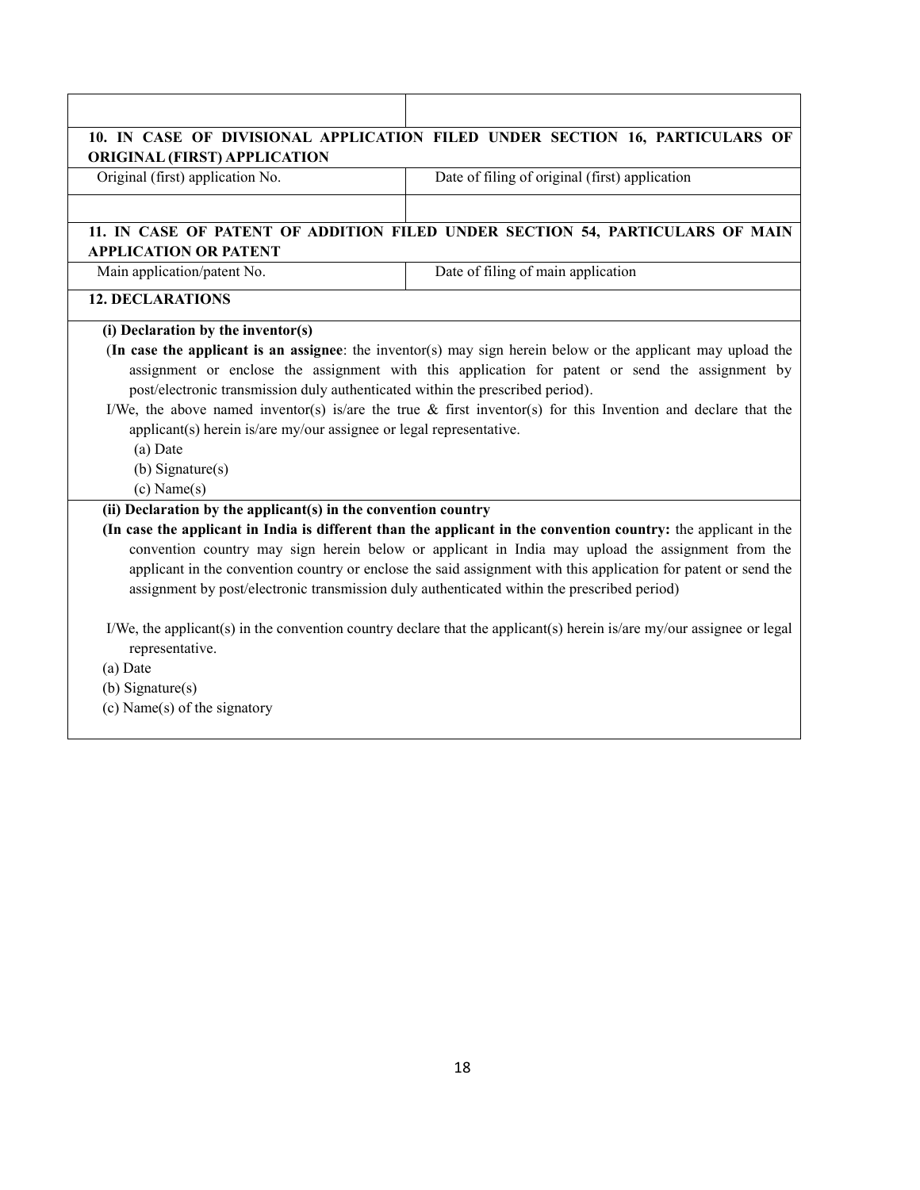| | |
|---|---|
| | |

**10. IN CASE OF DIVISIONAL APPLICATION FILED UNDER SECTION 16, PARTICULARS OF ORIGINAL (FIRST) APPLICATION**

| Original (first) application No. | Date of filing of original (first) application |
|---|---|
| | |

**11. IN CASE OF PATENT OF ADDITION FILED UNDER SECTION 54, PARTICULARS OF MAIN APPLICATION OR PATENT**

| Main application/patent No. | Date of filing of main application |
|---|---|

**12. DECLARATIONS**

**(i) Declaration by the inventor(s)**

(**In case the applicant is an assignee**: the inventor(s) may sign herein below or the applicant may upload the assignment or enclose the assignment with this application for patent or send the assignment by post/electronic transmission duly authenticated within the prescribed period).

I/We, the above named inventor(s) is/are the true & first inventor(s) for this Invention and declare that the applicant(s) herein is/are my/our assignee or legal representative.

(a) Date

(b) Signature(s)

(c) Name(s)

**(ii) Declaration by the applicant(s) in the convention country**

**(In case the applicant in India is different than the applicant in the convention country:** the applicant in the convention country may sign herein below or applicant in India may upload the assignment from the applicant in the convention country or enclose the said assignment with this application for patent or send the assignment by post/electronic transmission duly authenticated within the prescribed period)

I/We, the applicant(s) in the convention country declare that the applicant(s) herein is/are my/our assignee or legal representative.

(a) Date

(b) Signature(s)

(c) Name(s) of the signatory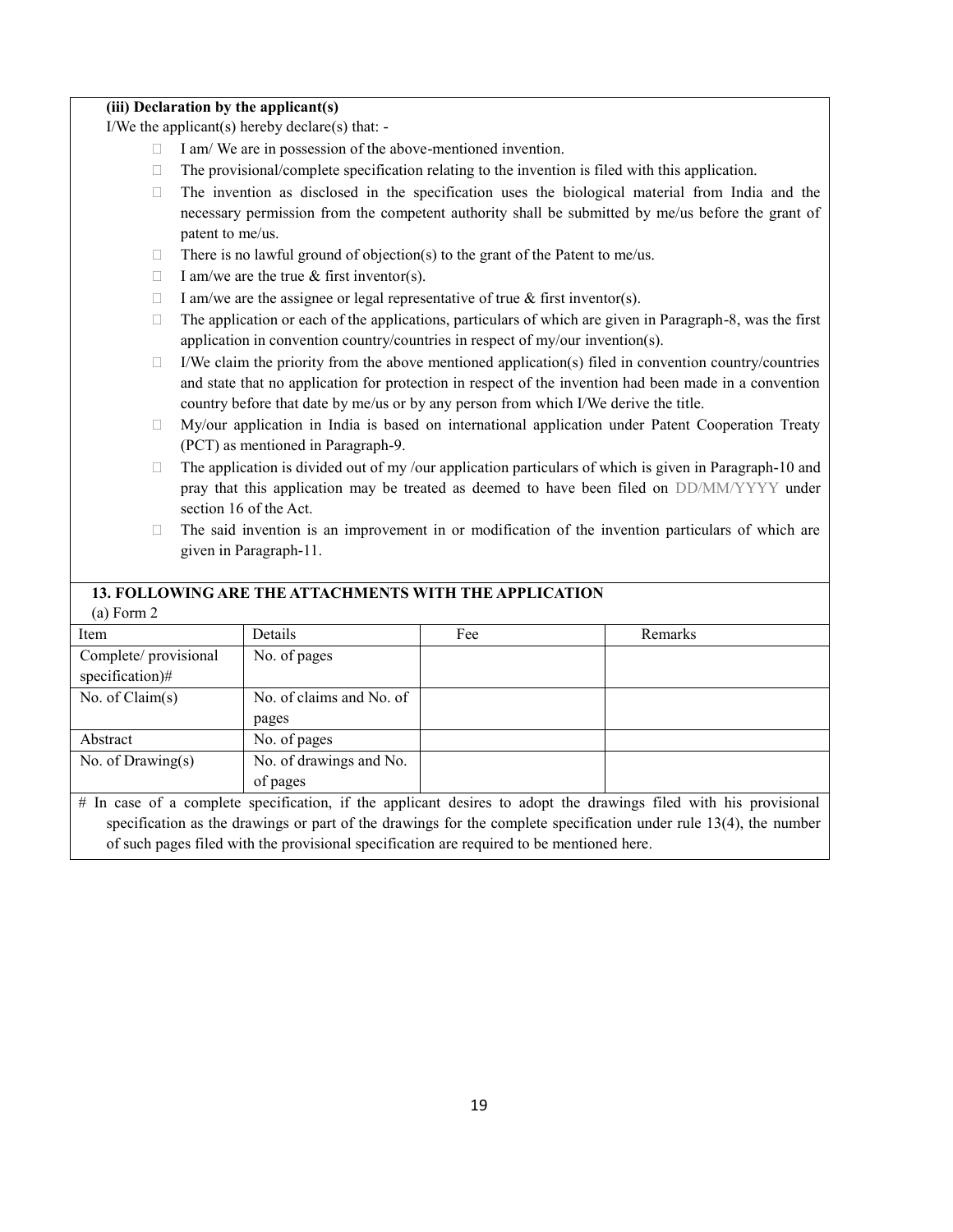**(iii) Declaration by the applicant(s)**

I/We the applicant(s) hereby declare(s) that: -

- I am/ We are in possession of the above-mentioned invention.
- The provisional/complete specification relating to the invention is filed with this application.
- The invention as disclosed in the specification uses the biological material from India and the necessary permission from the competent authority shall be submitted by me/us before the grant of patent to me/us.
- There is no lawful ground of objection(s) to the grant of the Patent to me/us.
- I am/we are the true & first inventor(s).
- I am/we are the assignee or legal representative of true & first inventor(s).
- The application or each of the applications, particulars of which are given in Paragraph-8, was the first application in convention country/countries in respect of my/our invention(s).
- I/We claim the priority from the above mentioned application(s) filed in convention country/countries and state that no application for protection in respect of the invention had been made in a convention country before that date by me/us or by any person from which I/We derive the title.
- My/our application in India is based on international application under Patent Cooperation Treaty (PCT) as mentioned in Paragraph-9.
- The application is divided out of my /our application particulars of which is given in Paragraph-10 and pray that this application may be treated as deemed to have been filed on DD/MM/YYYY under section 16 of the Act.
- The said invention is an improvement in or modification of the invention particulars of which are given in Paragraph-11.

**13. FOLLOWING ARE THE ATTACHMENTS WITH THE APPLICATION**

(a) Form 2

| Item | Details | Fee | Remarks |
|---|---|---|---|
| Complete/ provisional specification)# | No. of pages | | |
| No. of Claim(s) | No. of claims and No. of pages | | |
| Abstract | No. of pages | | |
| No. of Drawing(s) | No. of drawings and No. of pages | | |

# In case of a complete specification, if the applicant desires to adopt the drawings filed with his provisional specification as the drawings or part of the drawings for the complete specification under rule 13(4), the number of such pages filed with the provisional specification are required to be mentioned here.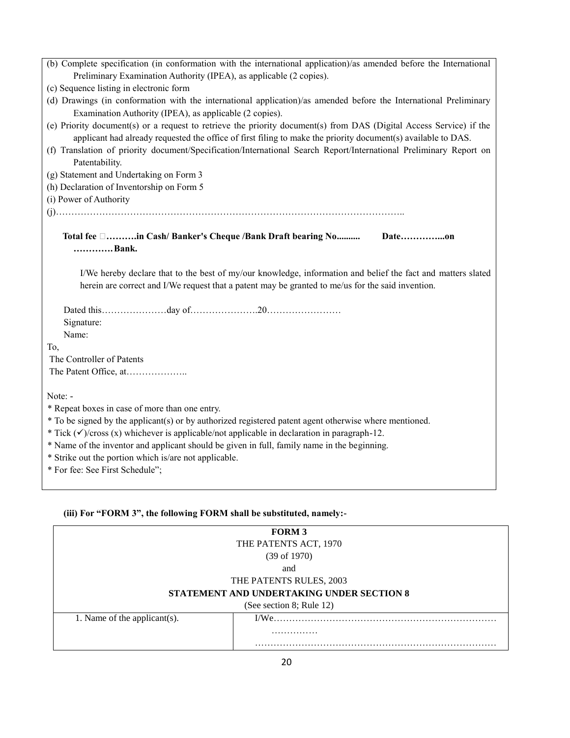(b) Complete specification (in conformation with the international application)/as amended before the International Preliminary Examination Authority (IPEA), as applicable (2 copies).

(c) Sequence listing in electronic form

(d) Drawings (in conformation with the international application)/as amended before the International Preliminary Examination Authority (IPEA), as applicable (2 copies).

(e) Priority document(s) or a request to retrieve the priority document(s) from DAS (Digital Access Service) if the applicant had already requested the office of first filing to make the priority document(s) available to DAS.

(f) Translation of priority document/Specification/International Search Report/International Preliminary Report on Patentability.

(g) Statement and Undertaking on Form 3

(h) Declaration of Inventorship on Form 5

(i) Power of Authority

(j)…………………………………………………………………………………………………..

**Total fee ……….in Cash/ Banker's Cheque /Bank Draft bearing No.......... Date…………...on ………… Bank.**

I/We hereby declare that to the best of my/our knowledge, information and belief the fact and matters slated herein are correct and I/We request that a patent may be granted to me/us for the said invention.

Dated this…………………day of…………………20……………………

Signature:

Name:

To,

The Controller of Patents

The Patent Office, at………………..

Note: -

* Repeat boxes in case of more than one entry.
* To be signed by the applicant(s) or by authorized registered patent agent otherwise where mentioned.
* Tick (✓)/cross (x) whichever is applicable/not applicable in declaration in paragraph-12.
* Name of the inventor and applicant should be given in full, family name in the beginning.
* Strike out the portion which is/are not applicable.
* For fee: See First Schedule";

**(iii) For "FORM 3", the following FORM shall be substituted, namely:-**

**FORM 3**

THE PATENTS ACT, 1970

(39 of 1970)

and

THE PATENTS RULES, 2003

**STATEMENT AND UNDERTAKING UNDER SECTION 8**

(See section 8; Rule 12)

| | |
|---|---|
| 1. Name of the applicant(s). | I/We…………………………………………………………… …………… …………………………………………………………………… |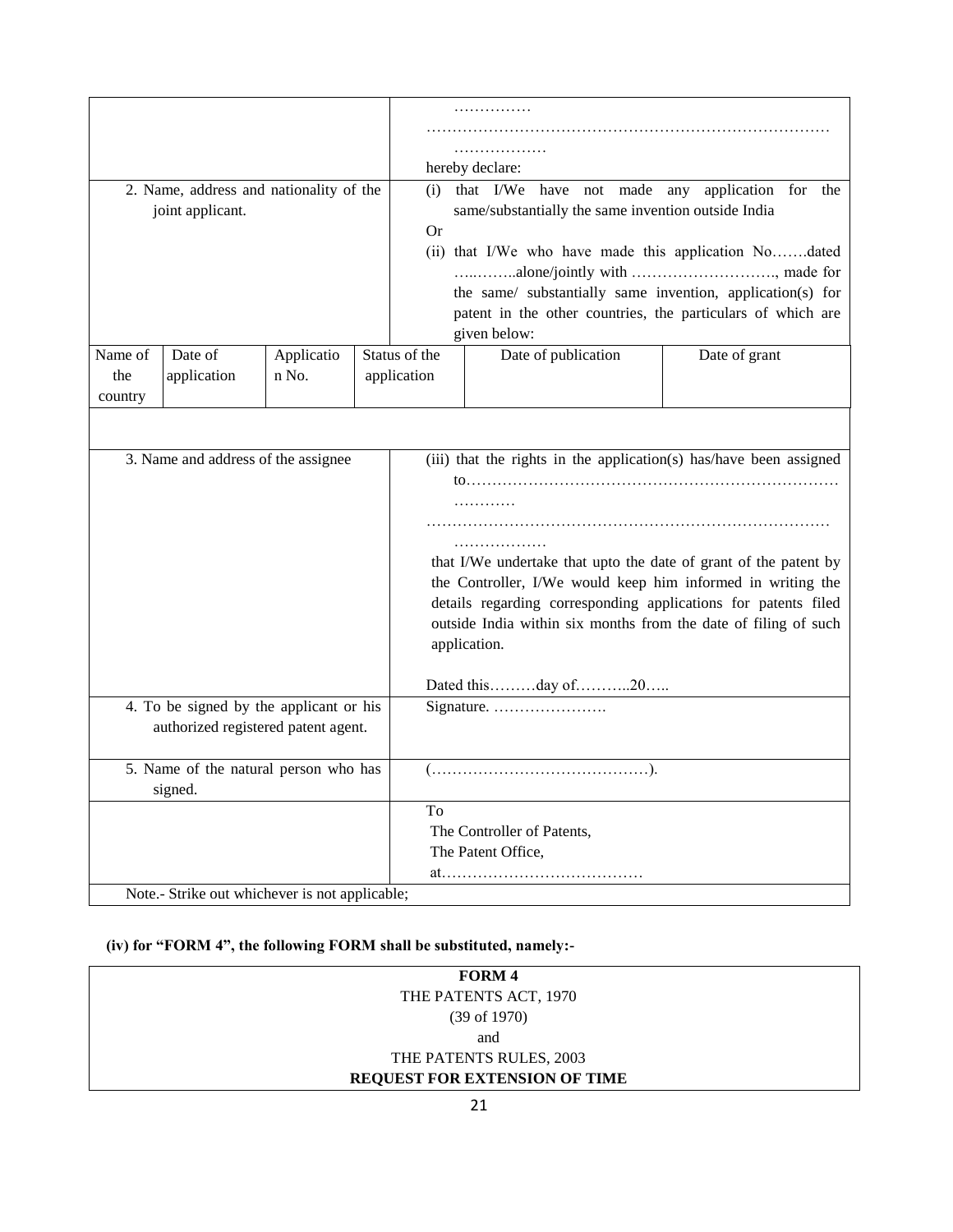| | …………… …………………………………………………………………… ……………… hereby declare: |
|---|---|
| 2. Name, address and nationality of the joint applicant. | (i) that I/We have not made any application for the same/substantially the same invention outside India<br>Or<br>(ii) that I/We who have made this application No…….dated ….……..alone/jointly with ………………………., made for the same/ substantially same invention, application(s) for patent in the other countries, the particulars of which are given below: |

| Name of the country | Date of application | Application No. | Status of the application | Date of publication | Date of grant |
|---|---|---|---|---|---|
| | | | | | |

| | |
|---|---|
| 3. Name and address of the assignee | (iii) that the rights in the application(s) has/have been assigned to……………………………………………………………… ………… …………………………………………………………………… ………………<br>that I/We undertake that upto the date of grant of the patent by the Controller, I/We would keep him informed in writing the details regarding corresponding applications for patents filed outside India within six months from the date of filing of such application.<br><br>Dated this………day of………..20….. |
| 4. To be signed by the applicant or his authorized registered patent agent. | Signature. …………………. |
| 5. Name of the natural person who has signed. | (……………………………………). |
| | To<br>The Controller of Patents,<br>The Patent Office,<br>at………………………………… |
| Note.- Strike out whichever is not applicable; | |

**(iv) for "FORM 4", the following FORM shall be substituted, namely:-**

| **FORM 4**<br>THE PATENTS ACT, 1970<br>(39 of 1970)<br>and<br>THE PATENTS RULES, 2003<br>**REQUEST FOR EXTENSION OF TIME** |
|---|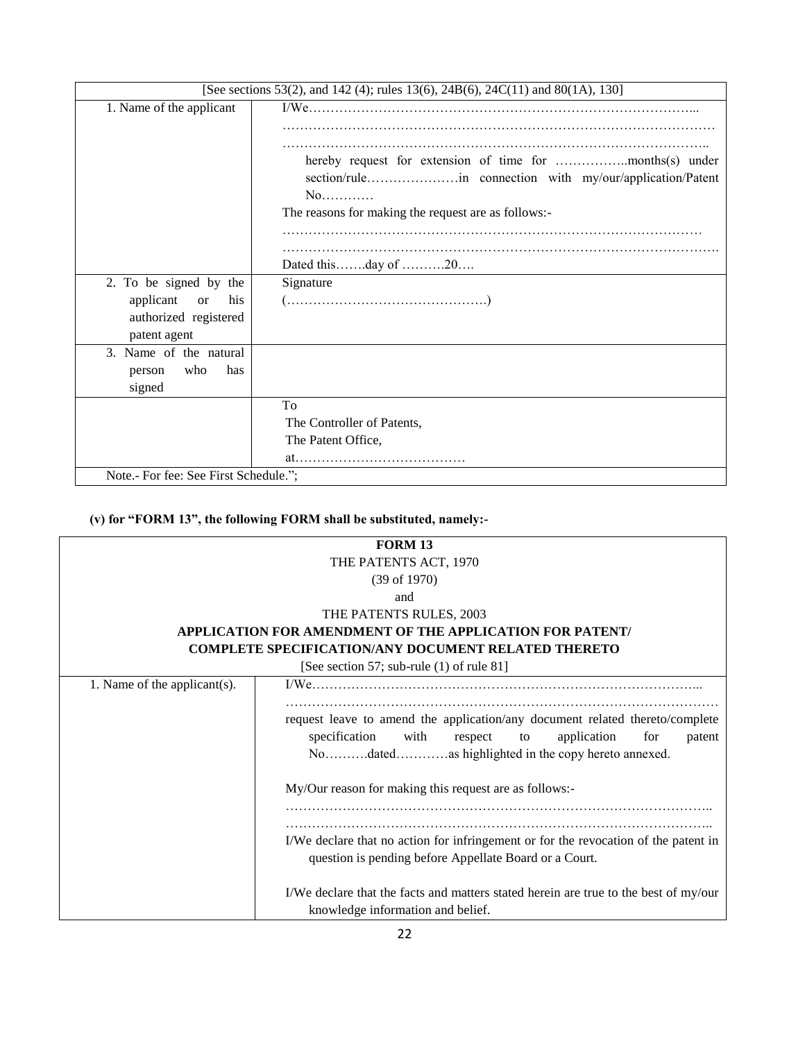| [See sections 53(2), and 142 (4); rules 13(6), 24B(6), 24C(11) and 80(1A), 130] | |
|---|---|
| 1. Name of the applicant | I/We……………………………………………………………………………...<br>………………………………………………………………………………………<br>……………………………………………………………………………………..<br>hereby request for extension of time for ……………..months(s) under section/rule…………………in connection with my/our/application/Patent No…………<br>The reasons for making the request are as follows:-<br>……………………………………………………………………………………<br>……………………………………………………………………………………….<br>Dated this…….day of ……….20…. |
| 2. To be signed by the applicant or his authorized registered patent agent | Signature<br>(……………………………………….) |
| 3. Name of the natural person who has signed | |
| | To<br>The Controller of Patents,<br>The Patent Office,<br>at………………………………… |
| Note.- For fee: See First Schedule."; | |

**(v) for "FORM 13", the following FORM shall be substituted, namely:-**

| **FORM 13**<br>THE PATENTS ACT, 1970<br>(39 of 1970)<br>and<br>THE PATENTS RULES, 2003<br>**APPLICATION FOR AMENDMENT OF THE APPLICATION FOR PATENT/ COMPLETE SPECIFICATION/ANY DOCUMENT RELATED THERETO**<br>[See section 57; sub-rule (1) of rule 81] | |
|---|---|
| 1. Name of the applicant(s). | I/We……………………………………………………………………………...<br>………………………………………………………………………………………<br>request leave to amend the application/any document related thereto/complete specification with respect to application for patent No……….dated…………as highlighted in the copy hereto annexed.<br><br>My/Our reason for making this request are as follows:-<br>……………………………………………………………………………………..<br>……………………………………………………………………………………..<br>I/We declare that no action for infringement or for the revocation of the patent in question is pending before Appellate Board or a Court.<br><br>I/We declare that the facts and matters stated herein are true to the best of my/our knowledge information and belief. |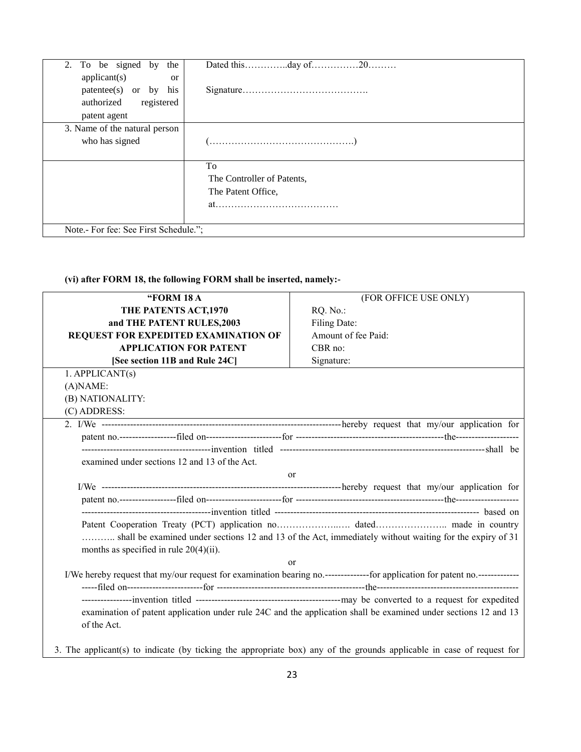| 2. To be signed by the applicant(s) or patentee(s) or by his authorized registered patent agent | Dated this…………..day of……………20……… Signature…………………………………. |
|---|---|
| 3. Name of the natural person who has signed | (……………………………………….) |
| | To The Controller of Patents, The Patent Office, at………………………………… |
| Note.- For fee: See First Schedule."; | |

**(vi) after FORM 18, the following FORM shall be inserted, namely:-**

| **"FORM 18 A THE PATENTS ACT,1970 and THE PATENT RULES,2003 REQUEST FOR EXPEDITED EXAMINATION OF APPLICATION FOR PATENT [See section 11B and Rule 24C]** | (FOR OFFICE USE ONLY) RQ. No.: Filing Date: Amount of fee Paid: CBR no: Signature: |
|---|---|

1. APPLICANT(s)
(A)NAME:
(B) NATIONALITY:
(C) ADDRESS:

2. I/We ---------------------------------------------------------------------------hereby request that my/our application for patent no.------------------filed on-----------------------for ----------------------------------------------the-------------------- ----------------------------------------invention titled ---------------------------------------------------------------shall be examined under sections 12 and 13 of the Act.

or

I/We ---------------------------------------------------------------------------hereby request that my/our application for patent no.------------------filed on-----------------------for ----------------------------------------------the-------------------- ----------------------------------------invention titled --------------------------------------------------------------- based on Patent Cooperation Treaty (PCT) application no………………..…. dated………………….. made in country ……….. shall be examined under sections 12 and 13 of the Act, immediately without waiting for the expiry of 31 months as specified in rule 20(4)(ii).

or

I/We hereby request that my/our request for examination bearing no.--------------for application for patent no.------------------filed on------------------------for ----------------------------------------------the-------------------------------------------- ----------------invention titled ---------------------------------------------may be converted to a request for expedited examination of patent application under rule 24C and the application shall be examined under sections 12 and 13 of the Act.

3. The applicant(s) to indicate (by ticking the appropriate box) any of the grounds applicable in case of request for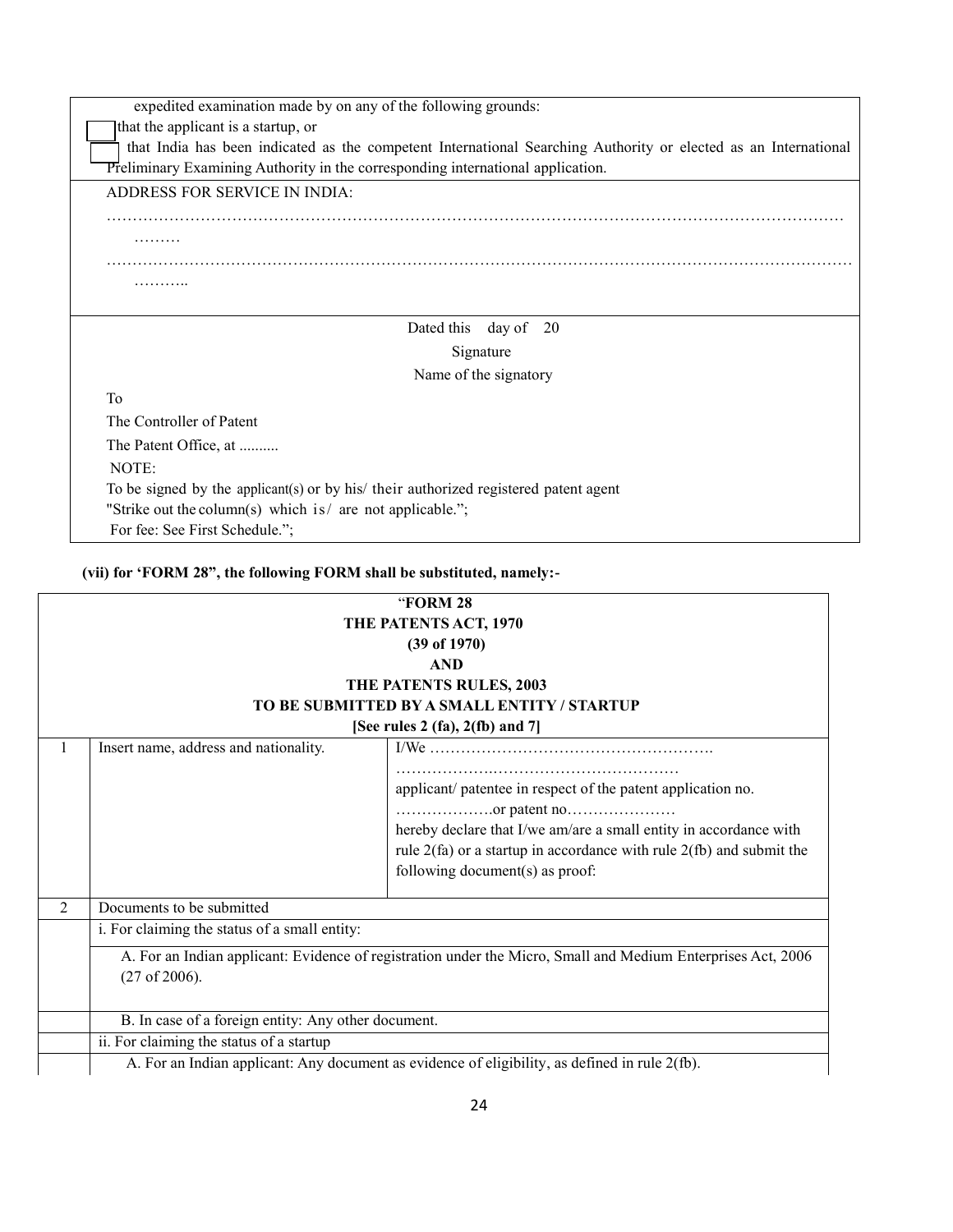expedited examination made by on any of the following grounds:

☐ that the applicant is a startup, or

☐ that India has been indicated as the competent International Searching Authority or elected as an International Preliminary Examining Authority in the corresponding international application.

ADDRESS FOR SERVICE IN INDIA:

……………………………………………………………………………………………………………………………
………

……………………………………………………………………………………………………………………………
………..

Dated this day of 20

Signature

Name of the signatory

To

The Controller of Patent

The Patent Office, at ..........

NOTE:

To be signed by the applicant(s) or by his/ their authorized registered patent agent

"Strike out the column(s) which is/ are not applicable.";

For fee: See First Schedule.";

**(vii) for 'FORM 28", the following FORM shall be substituted, namely:-**

**"FORM 28**
**THE PATENTS ACT, 1970**
**(39 of 1970)**
**AND**
**THE PATENTS RULES, 2003**
**TO BE SUBMITTED BY A SMALL ENTITY / STARTUP**
**[See rules 2 (fa), 2(fb) and 7]**

| | | |
|---|---|---|
| 1 | Insert name, address and nationality. | I/We ……………………………………………. ……………….…………………………… applicant/ patentee in respect of the patent application no. ……………….or patent no………………… hereby declare that I/we am/are a small entity in accordance with rule 2(fa) or a startup in accordance with rule 2(fb) and submit the following document(s) as proof: |
| 2 | Documents to be submitted | |
| | i. For claiming the status of a small entity: | |
| | A. For an Indian applicant: Evidence of registration under the Micro, Small and Medium Enterprises Act, 2006 (27 of 2006). | |
| | B. In case of a foreign entity: Any other document. | |
| | ii. For claiming the status of a startup | |
| | A. For an Indian applicant: Any document as evidence of eligibility, as defined in rule 2(fb). | |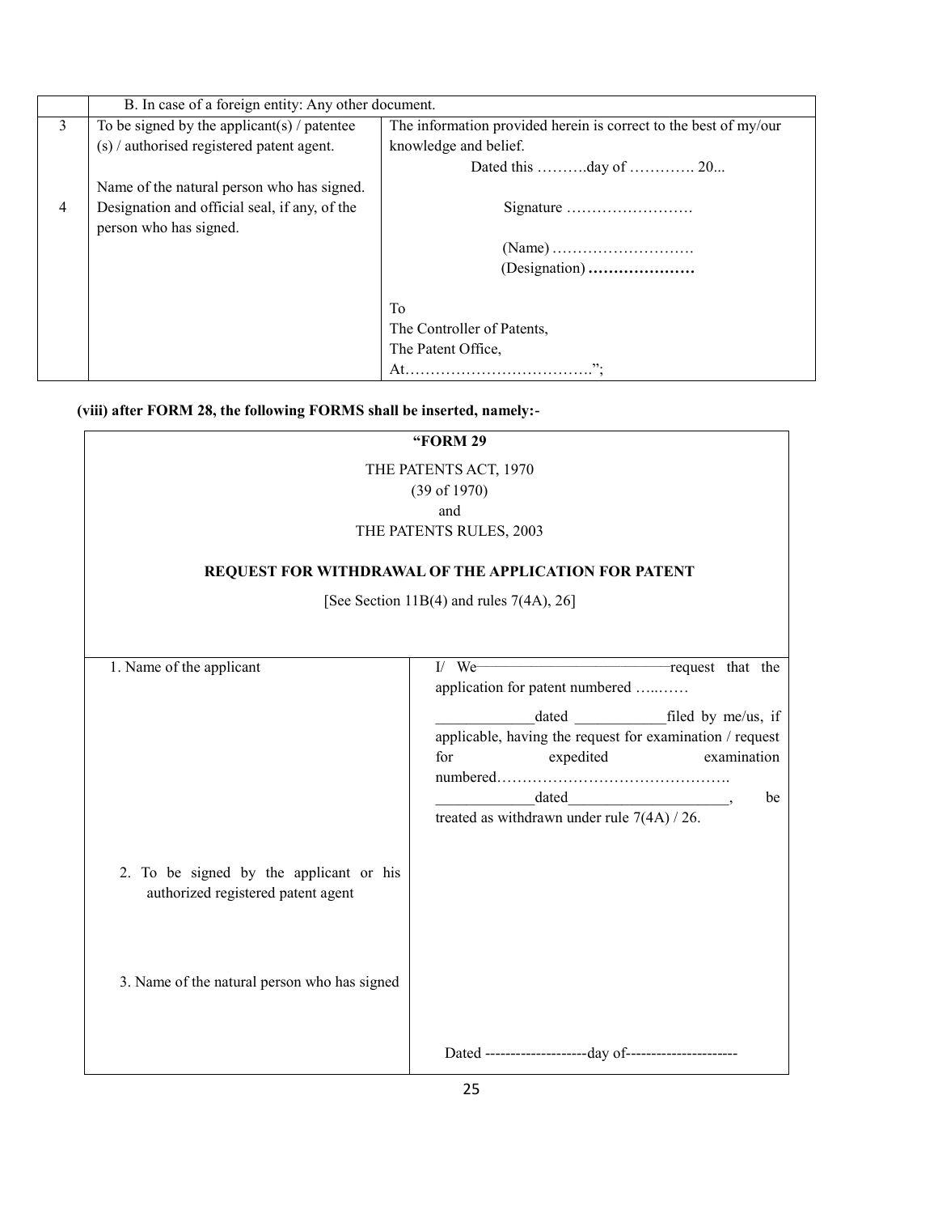| | B. In case of a foreign entity: Any other document. | |
|---|---|---|
| 3 | To be signed by the applicant(s) / patentee (s) / authorised registered patent agent. | The information provided herein is correct to the best of my/our knowledge and belief. Dated this ……….day of …………. 20... |
| 4 | Name of the natural person who has signed. Designation and official seal, if any, of the person who has signed. | Signature ……………………… (Name) ………………………. (Designation) ………………… To The Controller of Patents, The Patent Office, At……………………………….”; |

**(viii) after FORM 28, the following FORMS shall be inserted, namely:-**

**“FORM 29**

THE PATENTS ACT, 1970
(39 of 1970)
and
THE PATENTS RULES, 2003

**REQUEST FOR WITHDRAWAL OF THE APPLICATION FOR PATENT**

[See Section 11B(4) and rules 7(4A), 26]

| | |
|---|---|
| 1. Name of the applicant | I/ We——————————request that the application for patent numbered …..…… ____________dated ___________filed by me/us, if applicable, having the request for examination / request for expedited examination numbered………………………………………. ____________dated____________________, be treated as withdrawn under rule 7(4A) / 26. |
| 2. To be signed by the applicant or his authorized registered patent agent | |
| 3. Name of the natural person who has signed | Dated --------------------day of---------------------- |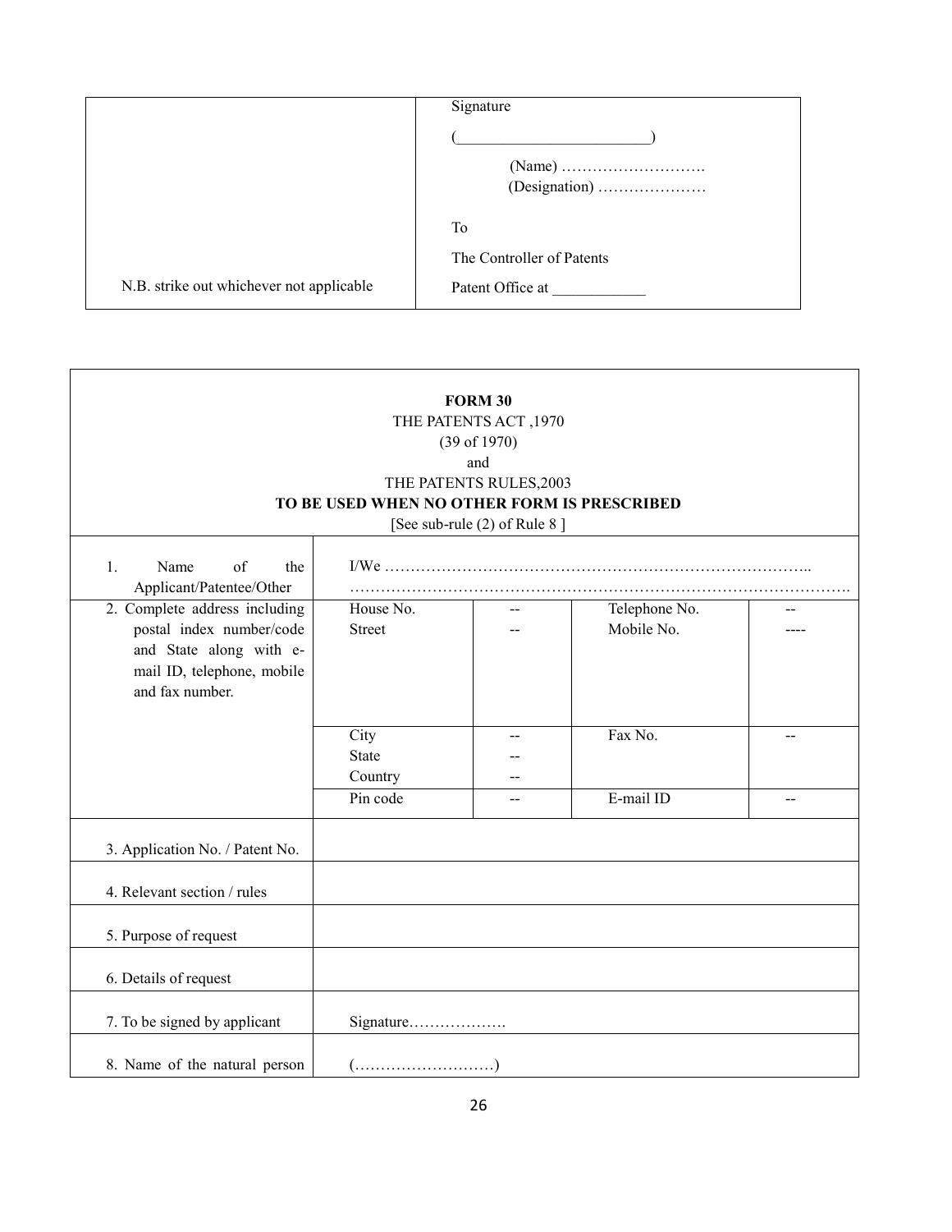| | Signature<br>(________________________)<br>(Name) ……………………….<br>(Designation) …………………<br><br>To<br>The Controller of Patents<br>Patent Office at ___________ |
|---|---|
| N.B. strike out whichever not applicable | |

**FORM 30**
THE PATENTS ACT ,1970
(39 of 1970)
and
THE PATENTS RULES,2003
**TO BE USED WHEN NO OTHER FORM IS PRESCRIBED**
[See sub-rule (2) of Rule 8 ]

| | | | | |
|---|---|---|---|---|
| 1. Name of the Applicant/Patentee/Other | I/We ………………………………………………………………………..<br>…………………………………………………………………………………. | | | |
| 2. Complete address including postal index number/code and State along with e-mail ID, telephone, mobile and fax number. | House No.<br>Street | --<br>-- | Telephone No.<br>Mobile No. | --<br>---- |
| | City<br>State<br>Country | --<br>--<br>-- | Fax No. | -- |
| | Pin code | -- | E-mail ID | -- |
| 3. Application No. / Patent No. | | | | |
| 4. Relevant section / rules | | | | |
| 5. Purpose of request | | | | |
| 6. Details of request | | | | |
| 7. To be signed by applicant | Signature………………. | | | |
| 8. Name of the natural person | (………………………) | | | |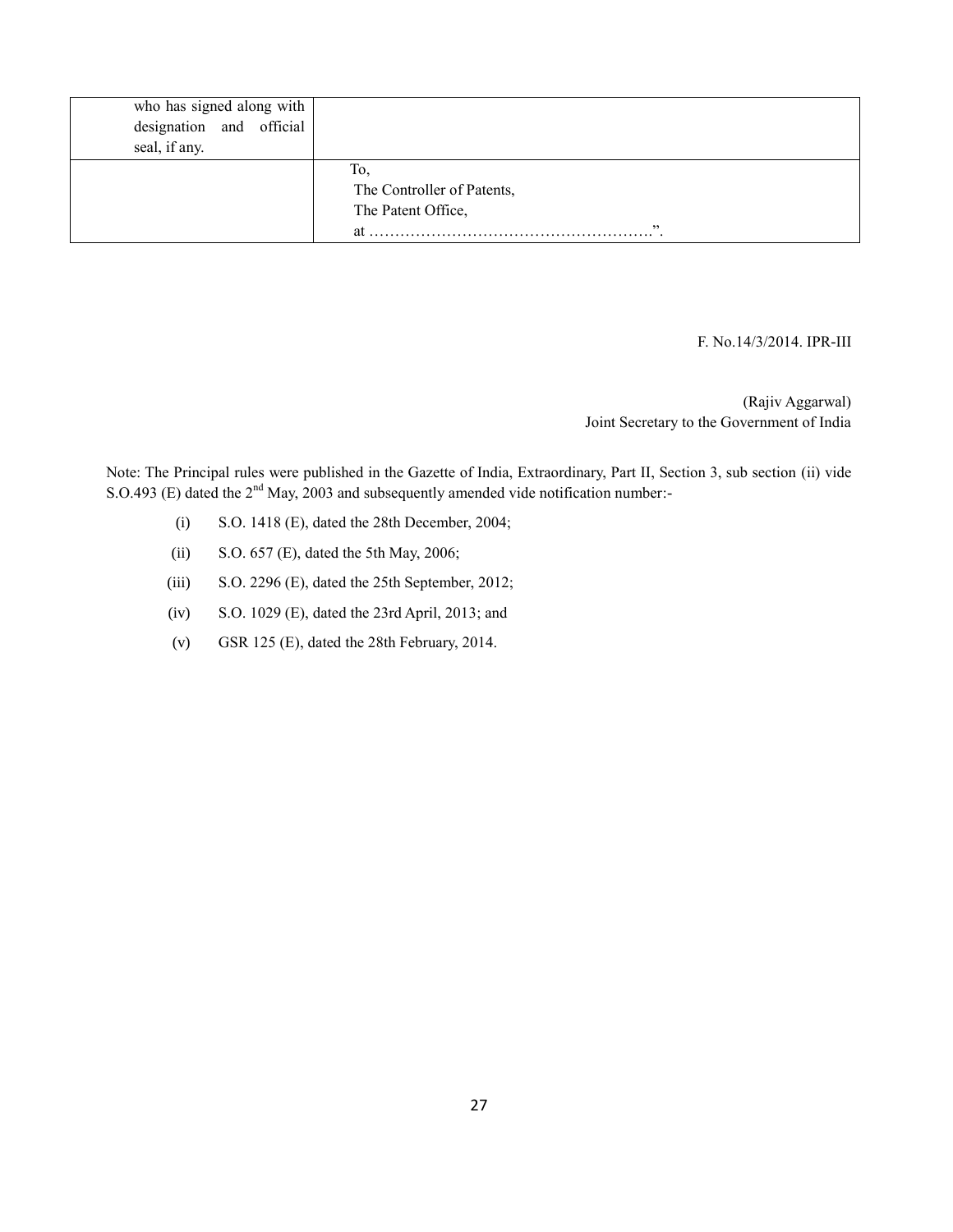| | |
|---|---|
| who has signed along with designation and official seal, if any. | |
| | To,<br>The Controller of Patents,<br>The Patent Office,<br>at ……………………………………………….”. |

F. No.14/3/2014. IPR-III

(Rajiv Aggarwal)
Joint Secretary to the Government of India

Note: The Principal rules were published in the Gazette of India, Extraordinary, Part II, Section 3, sub section (ii) vide S.O.493 (E) dated the 2nd May, 2003 and subsequently amended vide notification number:-

(i) S.O. 1418 (E), dated the 28th December, 2004;

(ii) S.O. 657 (E), dated the 5th May, 2006;

(iii) S.O. 2296 (E), dated the 25th September, 2012;

(iv) S.O. 1029 (E), dated the 23rd April, 2013; and

(v) GSR 125 (E), dated the 28th February, 2014.